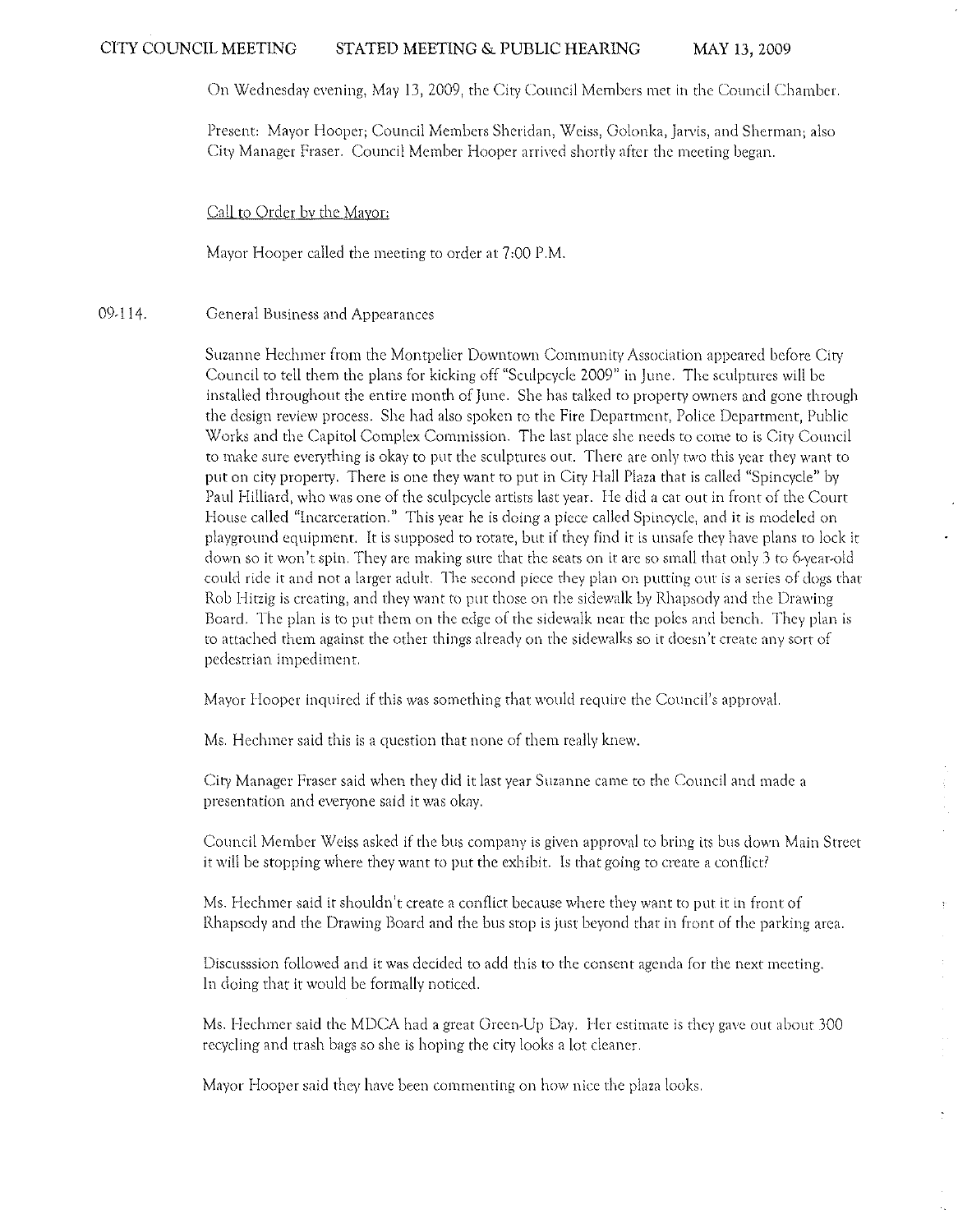CITY COUNCIL MEETING STATED MEETING & PUBLIC HEARING MAY 13, 2009

On Wednesday evening, May 13, 2009, the City Council Members met in the Council Chamber.

Present: Mayor Hooper; Council Members Sheridan, Weiss, Golonka, Jarvis, and Sherman; also City Manager Fraser. Council Member Hooper arrived shortly after the meeting began.

Call to Order by the Mayor:

Mayor Hooper called the meeting to order at 7:00 P.M.

09-114. General Business and Appearances

Suzanne Hechmer from the Montpelier Downtown Community Association appeared before City Council to tell them the plans for kicking off "Sculpcycle 2009" in June. The sculptures will be installed throughout the entire month of June. She has talked to property owners and gone through the design review process. She had also spoken to the Fire Department, Police Department, Public Works and the Capitol Complex Commission. The last place she needs to come to is City Council to make sure everything is okay to put the sculptures out. There are only two this year they want to put on city property. There is one they want to put in City Hall Plaza that is called "Spincycle" by Paul Hilliard, who was one of the sculpcycle artists last year. He did a cat out in front of the Court House called "Incarceration." This year he is doing a piece called Spincycle, and it is modeled on playground equipment. It is supposed to rotate, but if they find it is unsafe they have plans to lock it down so it won't spin. They are making sure that the seats on it are so small that only 3 to 6-year-old could ride it and not a larger adult. The second piece they plan on putting out is a series of dogs that Rob Hitzig is creating, and they want to put those on the sidewalk by Rhapsody and the Drawing Board. The plan is to put them on the edge of the sidewalk near the poles and bench. They plan is to attached them against the other things already on the sidewalks so it doesn't create any sort of pedestrian impediment.

Mayor Hooper inquired if this was something that would require the Council's approval.

Ms. Hechmer said this is a question that none of them really knew.

City Manager Fraser said when they did it last year Suzanne came to the Council and made a presentation and everyone said it was okay.

Council Member Weiss asked if the bus company is given approval to bring its bus down Main Street it will be stopping where they want to put the exhibit. Is that going to create a conflict?

Ms. Hechmer said it shouldn't create a conflict because where they want to put it in front of Rhapsody and the Drawing Board and the bus stop is just beyond that in front of the parking area.

Discusssion followed and it was decided to add this to the consent agenda for the next meeting. In doing that it would be formally noticed.

Ms. Hechmer said the MDCA had a great Green-Up Day. Her estimate is they gave out about 300 recycling and trash bags so she is hoping the city looks a lot cleaner.

Mayor Hooper said they have been commenting on how nice the plaza looks.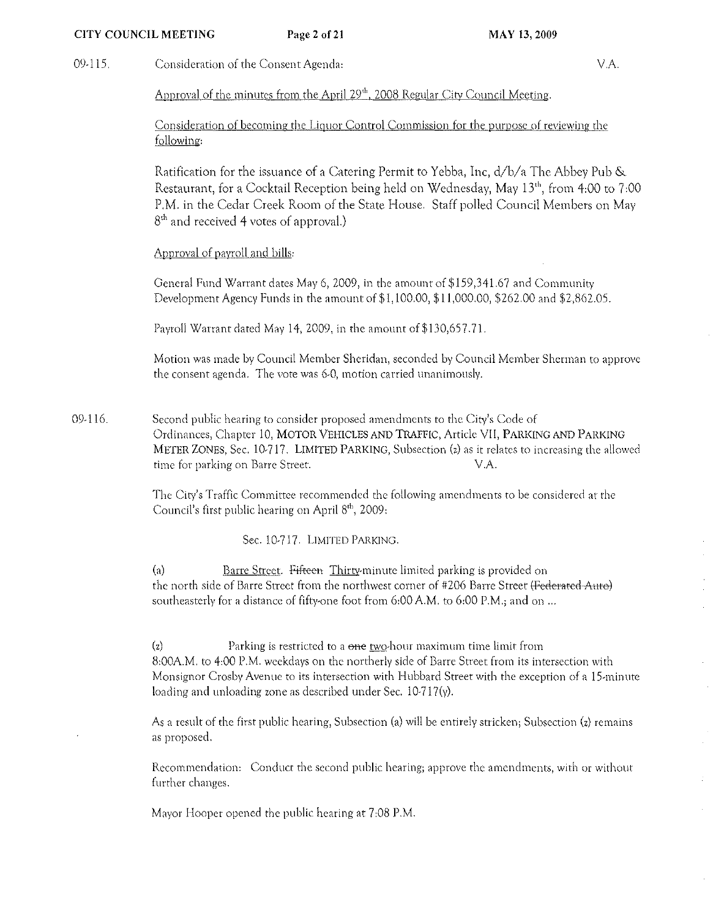09-115. Consideration of the Consent Agenda: V.A.

Approval of the minutes from the April 29th, 2008 Regular City Council Meeting.

Consideration of becoming the Liquor Control Commission for the purpose of reviewing the following:

Ratification for the issuance of a Catering Permit to Yebba, Inc, d/b/a The Abbey Pub & Restaurant, for a Cocktail Reception being held on Wednesday, May 13th, from 4:00 to 7:00 P.M. in the Cedar Creek Room of the State House. Staff polled Council Members on May 8th and received 4 votes of approval.)

Approval of payroll and bills:

General Fund Warrant dates May 6, 2009, in the amount of $159,341.67 and Community Development Agency Funds in the amount of $1,100.00, $11,000.00, $262.00 and $2,862.05.

Payroll Warrant dated May 14, 2009, in the amount of $130,657.71.

Motion was made by Council Member Sheridan, seconded by Council Member Sherman to approve the consent agenda. The vote was 6-0, motion carried unanimously.

09-116. Second public hearing to consider proposed amendments to the City's Code of Ordinances, Chapter 10, MOTOR VEHICLES AND TRAFFIC, Article VII, PARKING AND PARKING METER ZONES, Sec. 10-717. LIMITED PARKING, Subsection (z) as it relates to increasing the allowed time for parking on Barre Street. V.A.

The City's Traffic Committee recommended the following amendments to be considered at the Council's first public hearing on April 8th, 2009:

Sec. 10-717. LIMITED PARKING.

(a) Barre Street. ~~Fifteen~~ Thirty-minute limited parking is provided on the north side of Barre Street from the northwest corner of #206 Barre Street ~~(Federated Auto)~~ southeasterly for a distance of fifty-one foot from 6:00 A.M. to 6:00 P.M.; and on ...

(z) Parking is restricted to a ~~one~~ two-hour maximum time limit from 8:00A.M. to 4:00 P.M. weekdays on the northerly side of Barre Street from its intersection with Monsignor Crosby Avenue to its intersection with Hubbard Street with the exception of a 15-minute loading and unloading zone as described under Sec. 10-717(y).

As a result of the first public hearing, Subsection (a) will be entirely stricken; Subsection (z) remains as proposed.

Recommendation: Conduct the second public hearing; approve the amendments, with or without further changes.

Mayor Hooper opened the public hearing at 7:08 P.M.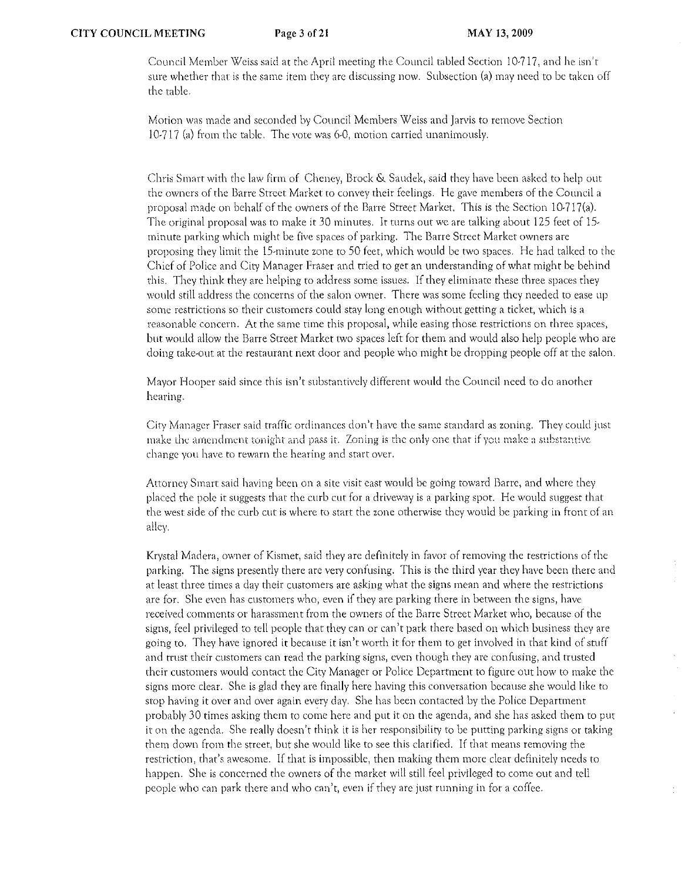Council Member Weiss said at the April meeting the Council tabled Section 10-717, and he isn't sure whether that is the same item they are discussing now. Subsection (a) may need to be taken off the table.

Motion was made and seconded by Council Members Weiss and Jarvis to remove Section 10-717 (a) from the table. The vote was 6-0, motion carried unanimously.

Chris Smart with the law firm of Cheney, Brock & Saudek, said they have been asked to help out the owners of the Barre Street Market to convey their feelings. He gave members of the Council a proposal made on behalf of the owners of the Barre Street Market. This is the Section 10-717(a). The original proposal was to make it 30 minutes. It turns out we are talking about 125 feet of 15-minute parking which might be five spaces of parking. The Barre Street Market owners are proposing they limit the 15-minute zone to 50 feet, which would be two spaces. He had talked to the Chief of Police and City Manager Fraser and tried to get an understanding of what might be behind this. They think they are helping to address some issues. If they eliminate these three spaces they would still address the concerns of the salon owner. There was some feeling they needed to ease up some restrictions so their customers could stay long enough without getting a ticket, which is a reasonable concern. At the same time this proposal, while easing those restrictions on three spaces, but would allow the Barre Street Market two spaces left for them and would also help people who are doing take-out at the restaurant next door and people who might be dropping people off at the salon.

Mayor Hooper said since this isn't substantively different would the Council need to do another hearing.

City Manager Fraser said traffic ordinances don't have the same standard as zoning. They could just make the amendment tonight and pass it. Zoning is the only one that if you make a substantive change you have to rewarn the hearing and start over.

Attorney Smart said having been on a site visit east would be going toward Barre, and where they placed the pole it suggests that the curb cut for a driveway is a parking spot. He would suggest that the west side of the curb cut is where to start the zone otherwise they would be parking in front of an alley.

Krystal Madera, owner of Kismet, said they are definitely in favor of removing the restrictions of the parking. The signs presently there are very confusing. This is the third year they have been there and at least three times a day their customers are asking what the signs mean and where the restrictions are for. She even has customers who, even if they are parking there in between the signs, have received comments or harassment from the owners of the Barre Street Market who, because of the signs, feel privileged to tell people that they can or can't park there based on which business they are going to. They have ignored it because it isn't worth it for them to get involved in that kind of stuff and trust their customers can read the parking signs, even though they are confusing, and trusted their customers would contact the City Manager or Police Department to figure out how to make the signs more clear. She is glad they are finally here having this conversation because she would like to stop having it over and over again every day. She has been contacted by the Police Department probably 30 times asking them to come here and put it on the agenda, and she has asked them to put it on the agenda. She really doesn't think it is her responsibility to be putting parking signs or taking them down from the street, but she would like to see this clarified. If that means removing the restriction, that's awesome. If that is impossible, then making them more clear definitely needs to happen. She is concerned the owners of the market will still feel privileged to come out and tell people who can park there and who can't, even if they are just running in for a coffee.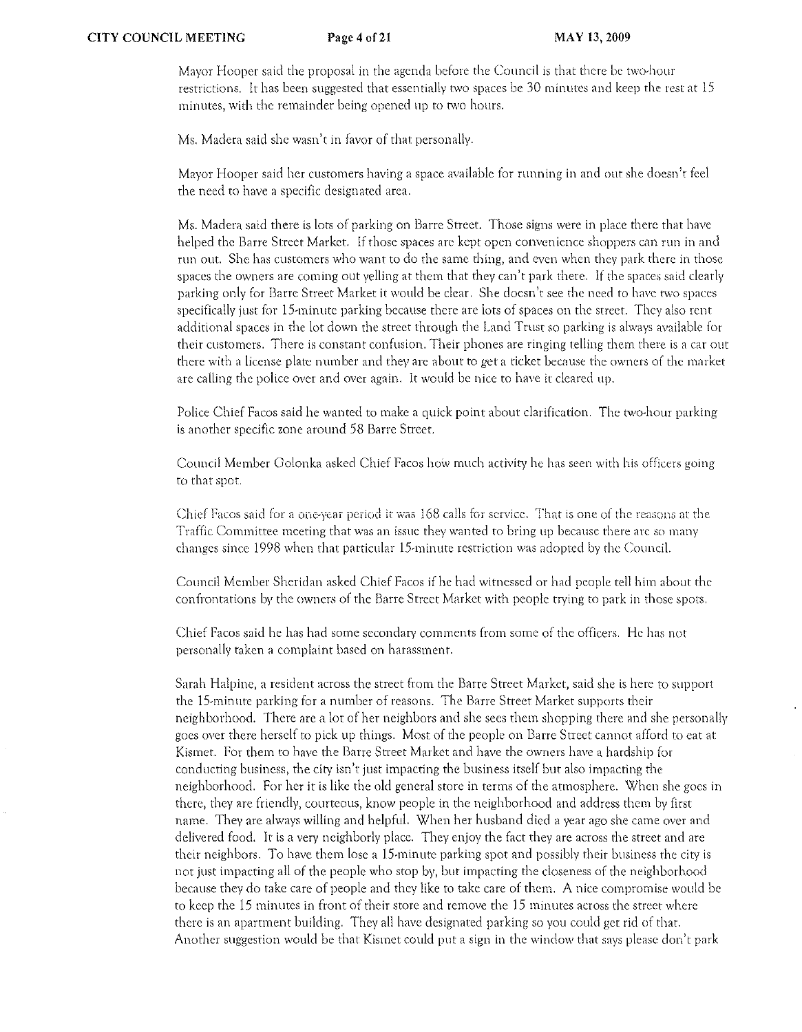Mayor Hooper said the proposal in the agenda before the Council is that there be two-hour restrictions. It has been suggested that essentially two spaces be 30 minutes and keep the rest at 15 minutes, with the remainder being opened up to two hours.

Ms. Madera said she wasn't in favor of that personally.

Mayor Hooper said her customers having a space available for running in and out she doesn't feel the need to have a specific designated area.

Ms. Madera said there is lots of parking on Barre Street. Those signs were in place there that have helped the Barre Street Market. If those spaces are kept open convenience shoppers can run in and run out. She has customers who want to do the same thing, and even when they park there in those spaces the owners are coming out yelling at them that they can't park there. If the spaces said clearly parking only for Barre Street Market it would be clear. She doesn't see the need to have two spaces specifically just for 15-minute parking because there are lots of spaces on the street. They also rent additional spaces in the lot down the street through the Land Trust so parking is always available for their customers. There is constant confusion. Their phones are ringing telling them there is a car out there with a license plate number and they are about to get a ticket because the owners of the market are calling the police over and over again. It would be nice to have it cleared up.

Police Chief Facos said he wanted to make a quick point about clarification. The two-hour parking is another specific zone around 58 Barre Street.

Council Member Golonka asked Chief Facos how much activity he has seen with his officers going to that spot.

Chief Facos said for a one-year period it was 168 calls for service. That is one of the reasons at the Traffic Committee meeting that was an issue they wanted to bring up because there are so many changes since 1998 when that particular 15-minute restriction was adopted by the Council.

Council Member Sheridan asked Chief Facos if he had witnessed or had people tell him about the confrontations by the owners of the Barre Street Market with people trying to park in those spots.

Chief Facos said he has had some secondary comments from some of the officers. He has not personally taken a complaint based on harassment.

Sarah Halpine, a resident across the street from the Barre Street Market, said she is here to support the 15-minute parking for a number of reasons. The Barre Street Market supports their neighborhood. There are a lot of her neighbors and she sees them shopping there and she personally goes over there herself to pick up things. Most of the people on Barre Street cannot afford to eat at Kismet. For them to have the Barre Street Market and have the owners have a hardship for conducting business, the city isn't just impacting the business itself but also impacting the neighborhood. For her it is like the old general store in terms of the atmosphere. When she goes in there, they are friendly, courteous, know people in the neighborhood and address them by first name. They are always willing and helpful. When her husband died a year ago she came over and delivered food. It is a very neighborly place. They enjoy the fact they are across the street and are their neighbors. To have them lose a 15-minute parking spot and possibly their business the city is not just impacting all of the people who stop by, but impacting the closeness of the neighborhood because they do take care of people and they like to take care of them. A nice compromise would be to keep the 15 minutes in front of their store and remove the 15 minutes across the street where there is an apartment building. They all have designated parking so you could get rid of that. Another suggestion would be that Kismet could put a sign in the window that says please don't park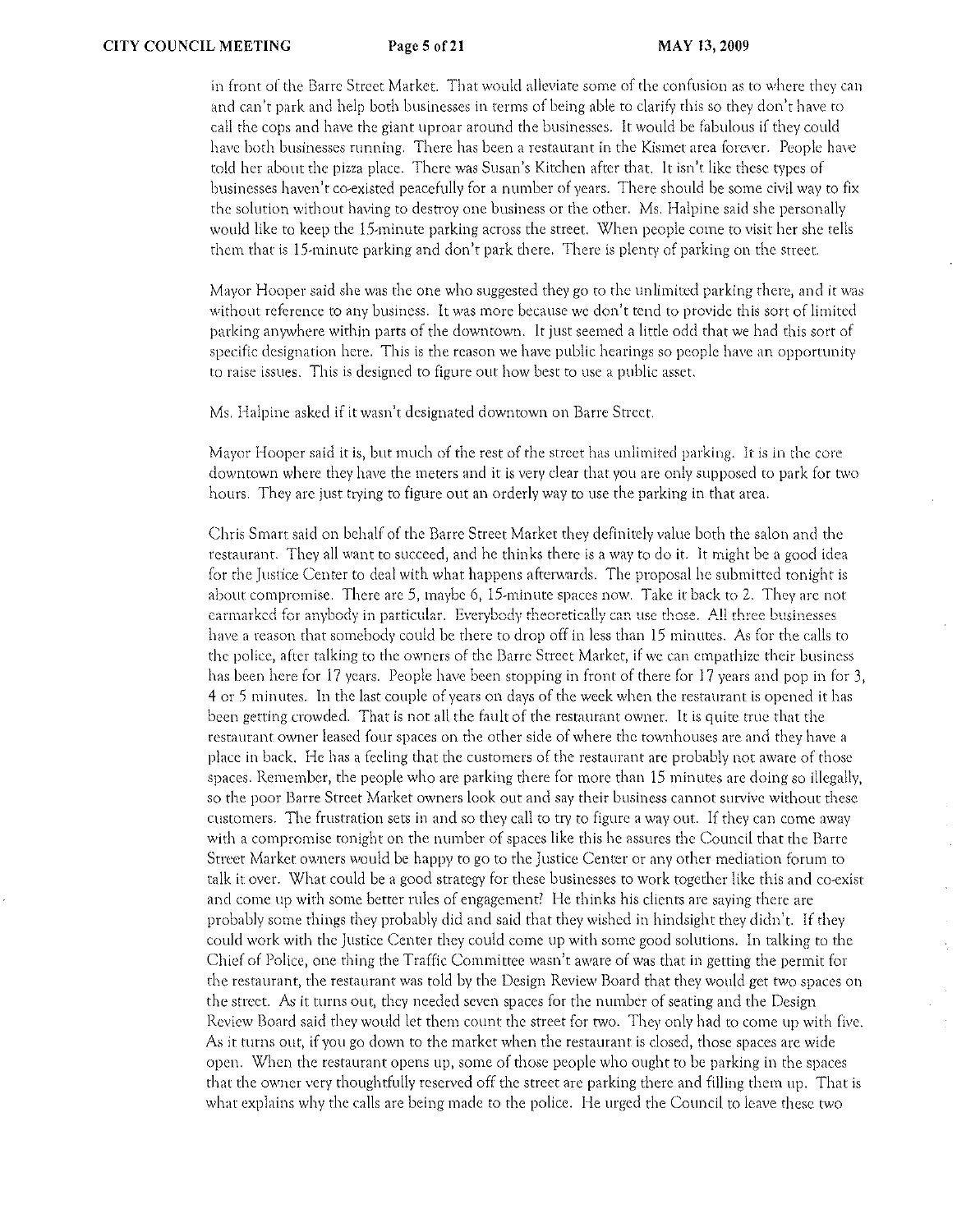in front of the Barre Street Market. That would alleviate some of the confusion as to where they can and can't park and help both businesses in terms of being able to clarify this so they don't have to call the cops and have the giant uproar around the businesses. It would be fabulous if they could have both businesses running. There has been a restaurant in the Kismet area forever. People have told her about the pizza place. There was Susan's Kitchen after that. It isn't like these types of businesses haven't co-existed peacefully for a number of years. There should be some civil way to fix the solution without having to destroy one business or the other. Ms. Halpine said she personally would like to keep the 15-minute parking across the street. When people come to visit her she tells them that is 15-minute parking and don't park there. There is plenty of parking on the street.

Mayor Hooper said she was the one who suggested they go to the unlimited parking there, and it was without reference to any business. It was more because we don't tend to provide this sort of limited parking anywhere within parts of the downtown. It just seemed a little odd that we had this sort of specific designation here. This is the reason we have public hearings so people have an opportunity to raise issues. This is designed to figure out how best to use a public asset.

Ms. Halpine asked if it wasn't designated downtown on Barre Street.

Mayor Hooper said it is, but much of the rest of the street has unlimited parking. It is in the core downtown where they have the meters and it is very clear that you are only supposed to park for two hours. They are just trying to figure out an orderly way to use the parking in that area.

Chris Smart said on behalf of the Barre Street Market they definitely value both the salon and the restaurant. They all want to succeed, and he thinks there is a way to do it. It might be a good idea for the Justice Center to deal with what happens afterwards. The proposal he submitted tonight is about compromise. There are 5, maybe 6, 15-minute spaces now. Take it back to 2. They are not earmarked for anybody in particular. Everybody theoretically can use those. All three businesses have a reason that somebody could be there to drop off in less than 15 minutes. As for the calls to the police, after talking to the owners of the Barre Street Market, if we can empathize their business has been here for 17 years. People have been stopping in front of there for 17 years and pop in for 3, 4 or 5 minutes. In the last couple of years on days of the week when the restaurant is opened it has been getting crowded. That is not all the fault of the restaurant owner. It is quite true that the restaurant owner leased four spaces on the other side of where the townhouses are and they have a place in back. He has a feeling that the customers of the restaurant are probably not aware of those spaces. Remember, the people who are parking there for more than 15 minutes are doing so illegally, so the poor Barre Street Market owners look out and say their business cannot survive without these customers. The frustration sets in and so they call to try to figure a way out. If they can come away with a compromise tonight on the number of spaces like this he assures the Council that the Barre Street Market owners would be happy to go to the Justice Center or any other mediation forum to talk it over. What could be a good strategy for these businesses to work together like this and co-exist and come up with some better rules of engagement? He thinks his clients are saying there are probably some things they probably did and said that they wished in hindsight they didn't. If they could work with the Justice Center they could come up with some good solutions. In talking to the Chief of Police, one thing the Traffic Committee wasn't aware of was that in getting the permit for the restaurant, the restaurant was told by the Design Review Board that they would get two spaces on the street. As it turns out, they needed seven spaces for the number of seating and the Design Review Board said they would let them count the street for two. They only had to come up with five. As it turns out, if you go down to the market when the restaurant is closed, those spaces are wide open. When the restaurant opens up, some of those people who ought to be parking in the spaces that the owner very thoughtfully reserved off the street are parking there and filling them up. That is what explains why the calls are being made to the police. He urged the Council to leave these two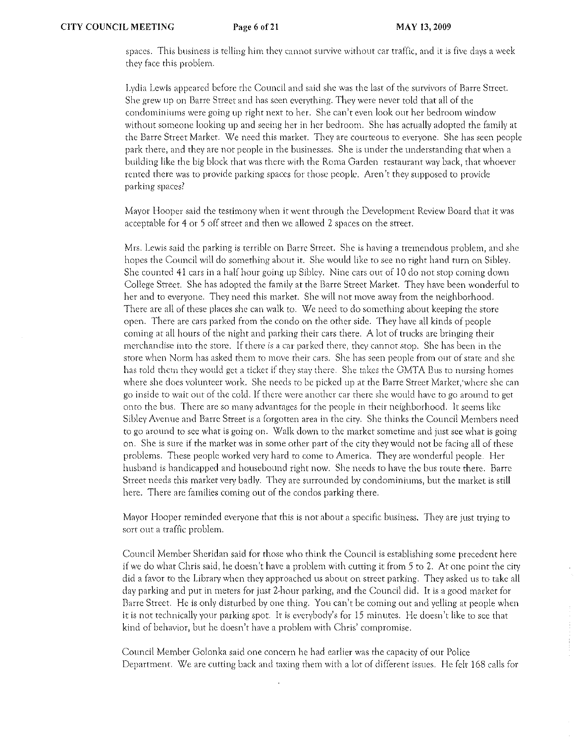spaces. This business is telling him they cannot survive without car traffic, and it is five days a week they face this problem.

Lydia Lewis appeared before the Council and said she was the last of the survivors of Barre Street. She grew up on Barre Street and has seen everything. They were never told that all of the condominiums were going up right next to her. She can't even look out her bedroom window without someone looking up and seeing her in her bedroom. She has actually adopted the family at the Barre Street Market. We need this market. They are courteous to everyone. She has seen people park there, and they are not people in the businesses. She is under the understanding that when a building like the big block that was there with the Roma Garden restaurant way back, that whoever rented there was to provide parking spaces for those people. Aren't they supposed to provide parking spaces?

Mayor Hooper said the testimony when it went through the Development Review Board that it was acceptable for 4 or 5 off street and then we allowed 2 spaces on the street.

Mrs. Lewis said the parking is terrible on Barre Street. She is having a tremendous problem, and she hopes the Council will do something about it. She would like to see no right hand turn on Sibley. She counted 41 cars in a half hour going up Sibley. Nine cars out of 10 do not stop coming down College Street. She has adopted the family at the Barre Street Market. They have been wonderful to her and to everyone. They need this market. She will not move away from the neighborhood. There are all of these places she can walk to. We need to do something about keeping the store open. There are cars parked from the condo on the other side. They have all kinds of people coming at all hours of the night and parking their cars there. A lot of trucks are bringing their merchandise into the store. If there is a car parked there, they cannot stop. She has been in the store when Norm has asked them to move their cars. She has seen people from out of state and she has told them they would get a ticket if they stay there. She takes the GMTA Bus to nursing homes where she does volunteer work. She needs to be picked up at the Barre Street Market, where she can go inside to wait out of the cold. If there were another car there she would have to go around to get onto the bus. There are so many advantages for the people in their neighborhood. It seems like Sibley Avenue and Barre Street is a forgotten area in the city. She thinks the Council Members need to go around to see what is going on. Walk down to the market sometime and just see what is going on. She is sure if the market was in some other part of the city they would not be facing all of these problems. These people worked very hard to come to America. They are wonderful people. Her husband is handicapped and housebound right now. She needs to have the bus route there. Barre Street needs this market very badly. They are surrounded by condominiums, but the market is still here. There are families coming out of the condos parking there.

Mayor Hooper reminded everyone that this is not about a specific business. They are just trying to sort out a traffic problem.

Council Member Sheridan said for those who think the Council is establishing some precedent here if we do what Chris said, he doesn't have a problem with cutting it from 5 to 2. At one point the city did a favor to the Library when they approached us about on street parking. They asked us to take all day parking and put in meters for just 2-hour parking, and the Council did. It is a good market for Barre Street. He is only disturbed by one thing. You can't be coming out and yelling at people when it is not technically your parking spot. It is everybody's for 15 minutes. He doesn't like to see that kind of behavior, but he doesn't have a problem with Chris' compromise.

Council Member Golonka said one concern he had earlier was the capacity of our Police Department. We are cutting back and taxing them with a lot of different issues. He felt 168 calls for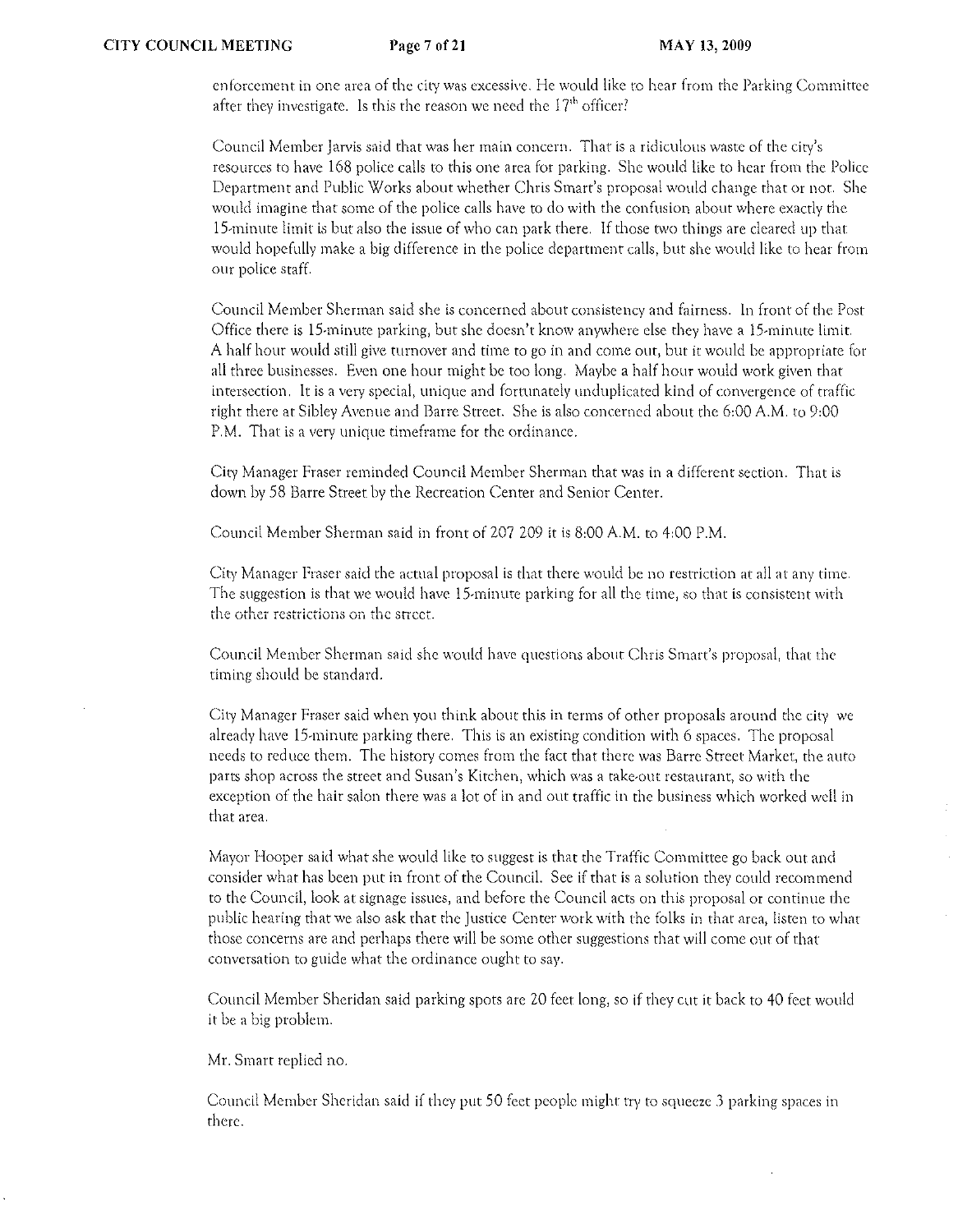enforcement in one area of the city was excessive. He would like to hear from the Parking Committee after they investigate. Is this the reason we need the $17^{th}$ officer?

Council Member Jarvis said that was her main concern. That is a ridiculous waste of the city's resources to have 168 police calls to this one area for parking. She would like to hear from the Police Department and Public Works about whether Chris Smart's proposal would change that or not. She would imagine that some of the police calls have to do with the confusion about where exactly the 15-minute limit is but also the issue of who can park there. If those two things are cleared up that would hopefully make a big difference in the police department calls, but she would like to hear from our police staff.

Council Member Sherman said she is concerned about consistency and fairness. In front of the Post Office there is 15-minute parking, but she doesn't know anywhere else they have a 15-minute limit. A half hour would still give turnover and time to go in and come out, but it would be appropriate for all three businesses. Even one hour might be too long. Maybe a half hour would work given that intersection. It is a very special, unique and fortunately unduplicated kind of convergence of traffic right there at Sibley Avenue and Barre Street. She is also concerned about the 6:00 A.M. to 9:00 P.M. That is a very unique timeframe for the ordinance.

City Manager Fraser reminded Council Member Sherman that was in a different section. That is down by 58 Barre Street by the Recreation Center and Senior Center.

Council Member Sherman said in front of 207 209 it is 8:00 A.M. to 4:00 P.M.

City Manager Fraser said the actual proposal is that there would be no restriction at all at any time. The suggestion is that we would have 15-minute parking for all the time, so that is consistent with the other restrictions on the street.

Council Member Sherman said she would have questions about Chris Smart's proposal, that the timing should be standard.

City Manager Fraser said when you think about this in terms of other proposals around the city we already have 15-minute parking there. This is an existing condition with 6 spaces. The proposal needs to reduce them. The history comes from the fact that there was Barre Street Market, the auto parts shop across the street and Susan's Kitchen, which was a take-out restaurant, so with the exception of the hair salon there was a lot of in and out traffic in the business which worked well in that area.

Mayor Hooper said what she would like to suggest is that the Traffic Committee go back out and consider what has been put in front of the Council. See if that is a solution they could recommend to the Council, look at signage issues, and before the Council acts on this proposal or continue the public hearing that we also ask that the Justice Center work with the folks in that area, listen to what those concerns are and perhaps there will be some other suggestions that will come out of that conversation to guide what the ordinance ought to say.

Council Member Sheridan said parking spots are 20 feet long, so if they cut it back to 40 feet would it be a big problem.

Mr. Smart replied no.

Council Member Sheridan said if they put 50 feet people might try to squeeze 3 parking spaces in there.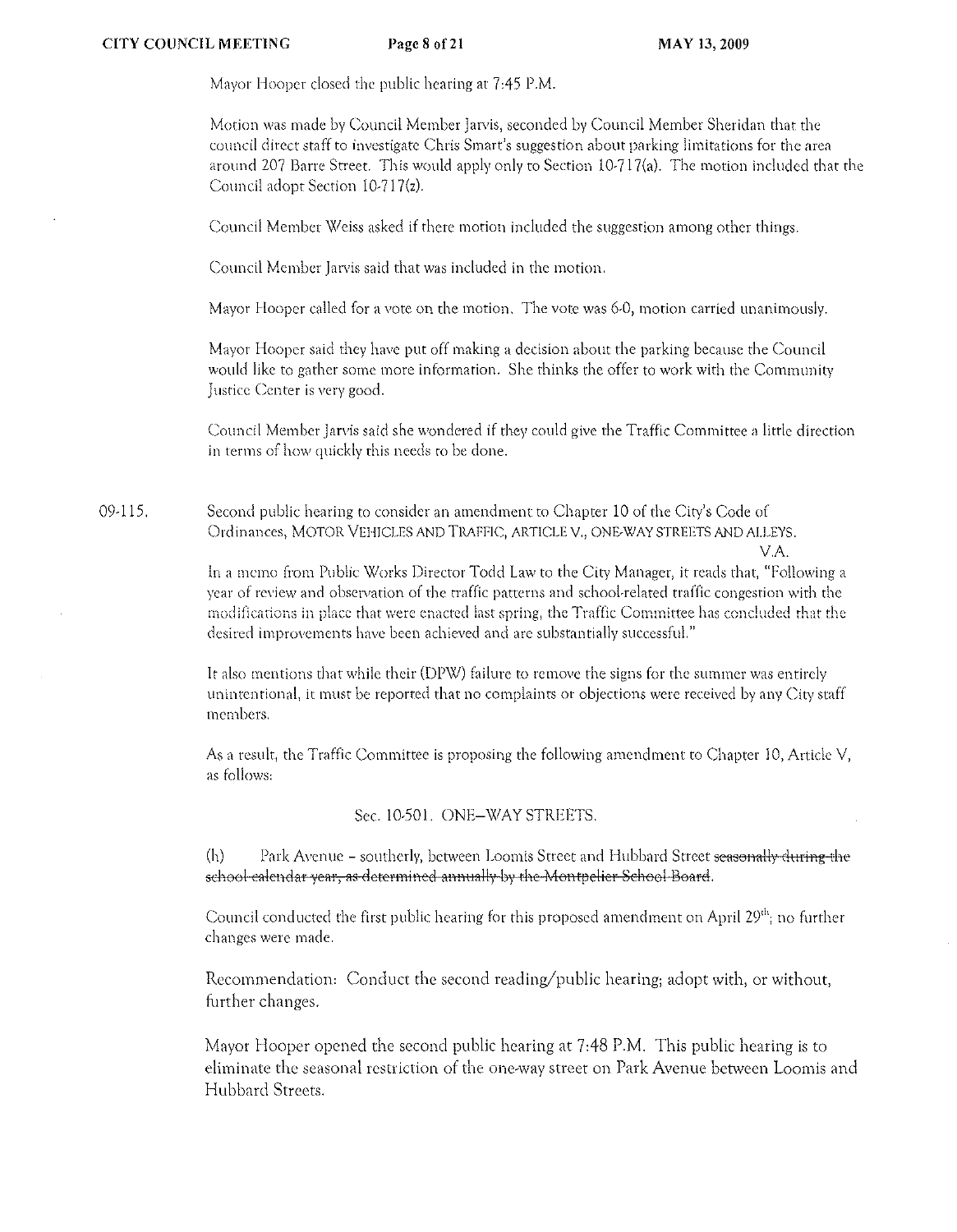Mayor Hooper closed the public hearing at 7:45 P.M.

Motion was made by Council Member Jarvis, seconded by Council Member Sheridan that the council direct staff to investigate Chris Smart's suggestion about parking limitations for the area around 207 Barre Street. This would apply only to Section 10-717(a). The motion included that the Council adopt Section 10-717(z).

Council Member Weiss asked if there motion included the suggestion among other things.

Council Member Jarvis said that was included in the motion.

Mayor Hooper called for a vote on the motion. The vote was 6-0, motion carried unanimously.

Mayor Hooper said they have put off making a decision about the parking because the Council would like to gather some more information. She thinks the offer to work with the Community Justice Center is very good.

Council Member Jarvis said she wondered if they could give the Traffic Committee a little direction in terms of how quickly this needs to be done.

09-115. Second public hearing to consider an amendment to Chapter 10 of the City's Code of Ordinances, MOTOR VEHICLES AND TRAFFIC, ARTICLE V., ONE-WAY STREETS AND ALLEYS.

V.A.

In a memo from Public Works Director Todd Law to the City Manager, it reads that, "Following a year of review and observation of the traffic patterns and school-related traffic congestion with the modifications in place that were enacted last spring, the Traffic Committee has concluded that the desired improvements have been achieved and are substantially successful."

It also mentions that while their (DPW) failure to remove the signs for the summer was entirely unintentional, it must be reported that no complaints or objections were received by any City staff members.

As a result, the Traffic Committee is proposing the following amendment to Chapter 10, Article V, as follows:

Sec. 10-501. ONE–WAY STREETS.

(h) Park Avenue – southerly, between Loomis Street and Hubbard Street ~~seasonally during the school calendar year, as determined annually by the Montpelier School Board~~.

Council conducted the first public hearing for this proposed amendment on April 29th; no further changes were made.

Recommendation: Conduct the second reading/public hearing; adopt with, or without, further changes.

Mayor Hooper opened the second public hearing at 7:48 P.M. This public hearing is to eliminate the seasonal restriction of the one-way street on Park Avenue between Loomis and Hubbard Streets.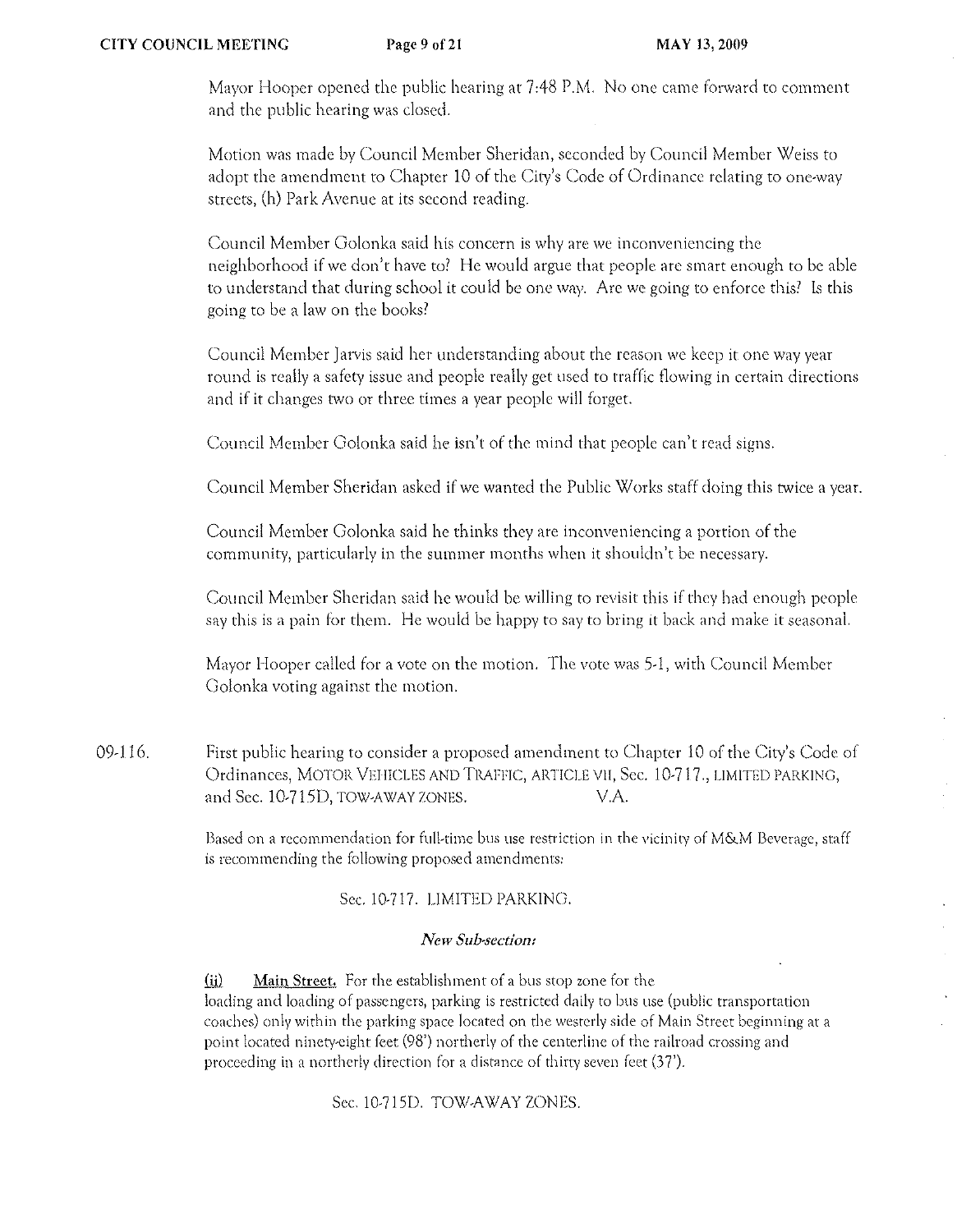Mayor Hooper opened the public hearing at 7:48 P.M. No one came forward to comment and the public hearing was closed.

Motion was made by Council Member Sheridan, seconded by Council Member Weiss to adopt the amendment to Chapter 10 of the City's Code of Ordinance relating to one-way streets, (h) Park Avenue at its second reading.

Council Member Golonka said his concern is why are we inconveniencing the neighborhood if we don't have to? He would argue that people are smart enough to be able to understand that during school it could be one way. Are we going to enforce this? Is this going to be a law on the books?

Council Member Jarvis said her understanding about the reason we keep it one way year round is really a safety issue and people really get used to traffic flowing in certain directions and if it changes two or three times a year people will forget.

Council Member Golonka said he isn't of the mind that people can't read signs.

Council Member Sheridan asked if we wanted the Public Works staff doing this twice a year.

Council Member Golonka said he thinks they are inconveniencing a portion of the community, particularly in the summer months when it shouldn't be necessary.

Council Member Sheridan said he would be willing to revisit this if they had enough people say this is a pain for them. He would be happy to say to bring it back and make it seasonal.

Mayor Hooper called for a vote on the motion. The vote was 5-1, with Council Member Golonka voting against the motion.

09-116. First public hearing to consider a proposed amendment to Chapter 10 of the City's Code of Ordinances, MOTOR VEHICLES AND TRAFFIC, ARTICLE VII, Sec. 10-717., LIMITED PARKING, and Sec. 10-715D, TOW-AWAY ZONES. V.A.

Based on a recommendation for full-time bus use restriction in the vicinity of M&M Beverage, staff is recommending the following proposed amendments:

Sec. 10-717. LIMITED PARKING.

***New Sub-section:***

(ii) **Main Street.** For the establishment of a bus stop zone for the loading and loading of passengers, parking is restricted daily to bus use (public transportation coaches) only within the parking space located on the westerly side of Main Street beginning at a point located ninety-eight feet (98') northerly of the centerline of the railroad crossing and proceeding in a northerly direction for a distance of thirty seven feet (37').

Sec. 10-715D. TOW-AWAY ZONES.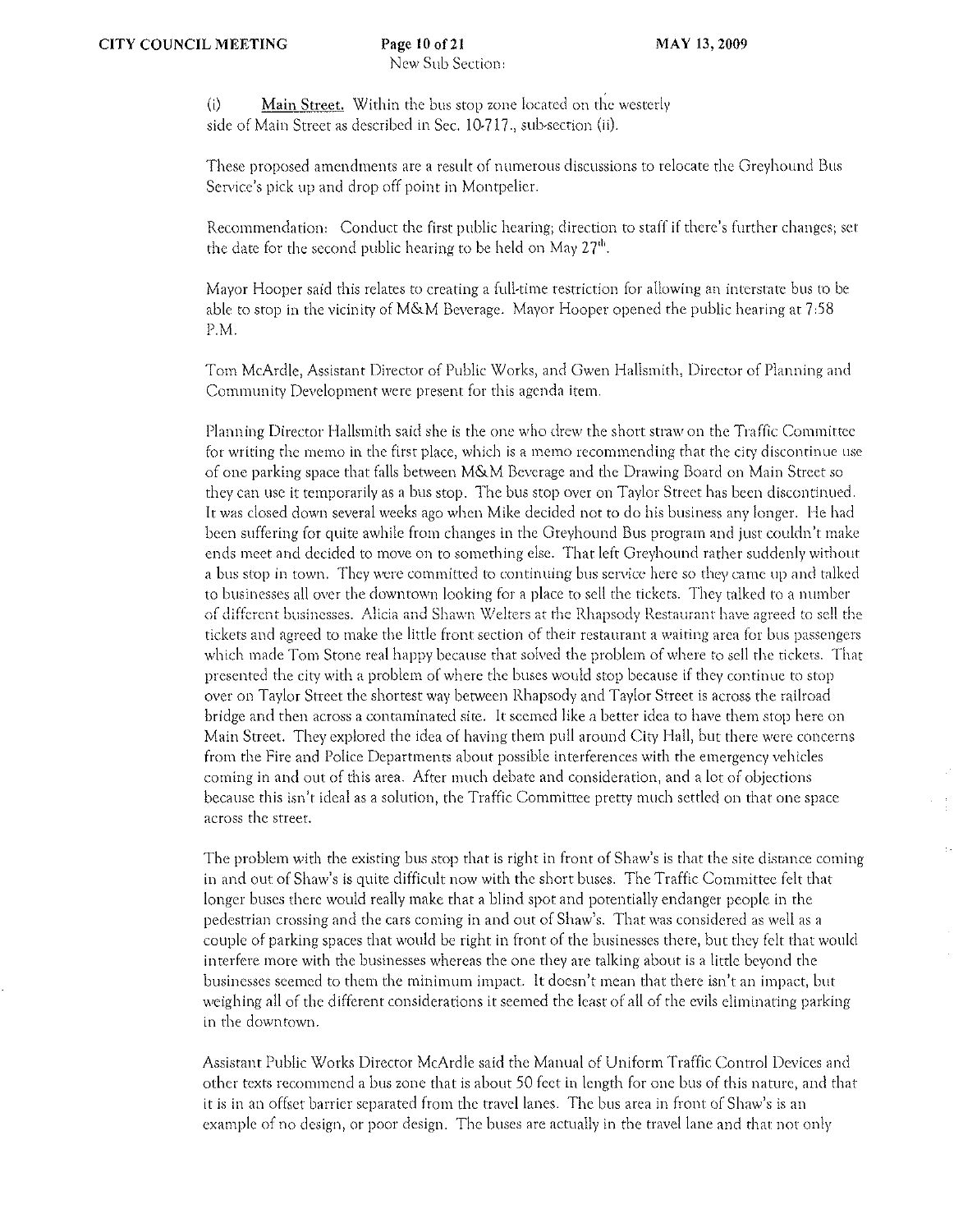New Sub Section:

(i) Main Street. Within the bus stop zone located on the westerly side of Main Street as described in Sec. 10-717., sub-section (ii).

These proposed amendments are a result of numerous discussions to relocate the Greyhound Bus Service's pick up and drop off point in Montpelier.

Recommendation: Conduct the first public hearing; direction to staff if there's further changes; set the date for the second public hearing to be held on May 27th.

Mayor Hooper said this relates to creating a full-time restriction for allowing an interstate bus to be able to stop in the vicinity of M&M Beverage. Mayor Hooper opened the public hearing at 7:58 P.M.

Tom McArdle, Assistant Director of Public Works, and Gwen Hallsmith, Director of Planning and Community Development were present for this agenda item.

Planning Director Hallsmith said she is the one who drew the short straw on the Traffic Committee for writing the memo in the first place, which is a memo recommending that the city discontinue use of one parking space that falls between M&M Beverage and the Drawing Board on Main Street so they can use it temporarily as a bus stop. The bus stop over on Taylor Street has been discontinued. It was closed down several weeks ago when Mike decided not to do his business any longer. He had been suffering for quite awhile from changes in the Greyhound Bus program and just couldn't make ends meet and decided to move on to something else. That left Greyhound rather suddenly without a bus stop in town. They were committed to continuing bus service here so they came up and talked to businesses all over the downtown looking for a place to sell the tickets. They talked to a number of different businesses. Alicia and Shawn Welters at the Rhapsody Restaurant have agreed to sell the tickets and agreed to make the little front section of their restaurant a waiting area for bus passengers which made Tom Stone real happy because that solved the problem of where to sell the tickets. That presented the city with a problem of where the buses would stop because if they continue to stop over on Taylor Street the shortest way between Rhapsody and Taylor Street is across the railroad bridge and then across a contaminated site. It seemed like a better idea to have them stop here on Main Street. They explored the idea of having them pull around City Hall, but there were concerns from the Fire and Police Departments about possible interferences with the emergency vehicles coming in and out of this area. After much debate and consideration, and a lot of objections because this isn't ideal as a solution, the Traffic Committee pretty much settled on that one space across the street.

The problem with the existing bus stop that is right in front of Shaw's is that the site distance coming in and out of Shaw's is quite difficult now with the short buses. The Traffic Committee felt that longer buses there would really make that a blind spot and potentially endanger people in the pedestrian crossing and the cars coming in and out of Shaw's. That was considered as well as a couple of parking spaces that would be right in front of the businesses there, but they felt that would interfere more with the businesses whereas the one they are talking about is a little beyond the businesses seemed to them the minimum impact. It doesn't mean that there isn't an impact, but weighing all of the different considerations it seemed the least of all of the evils eliminating parking in the downtown.

Assistant Public Works Director McArdle said the Manual of Uniform Traffic Control Devices and other texts recommend a bus zone that is about 50 feet in length for one bus of this nature, and that it is in an offset barrier separated from the travel lanes. The bus area in front of Shaw's is an example of no design, or poor design. The buses are actually in the travel lane and that not only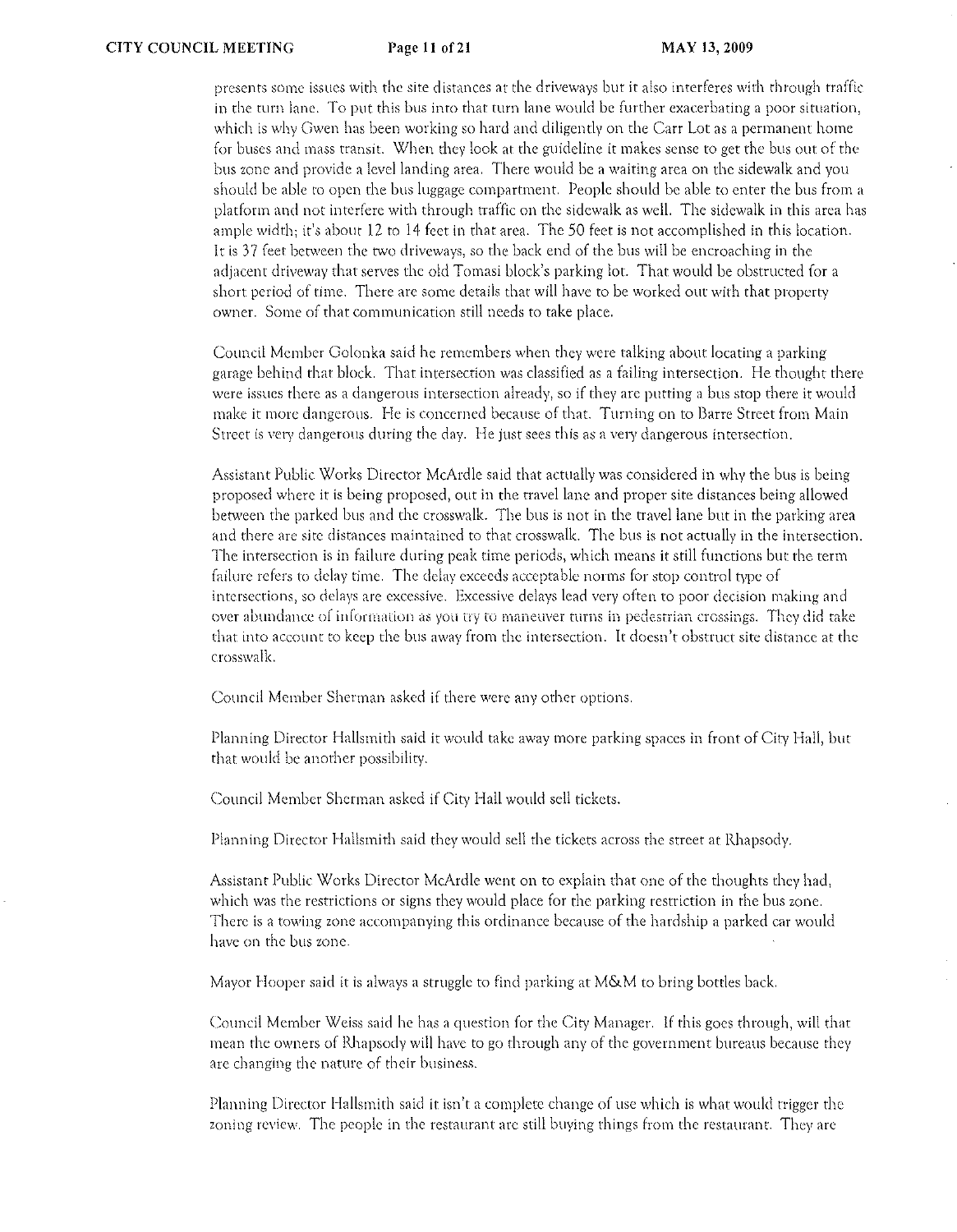presents some issues with the site distances at the driveways but it also interferes with through traffic in the turn lane. To put this bus into that turn lane would be further exacerbating a poor situation, which is why Gwen has been working so hard and diligently on the Carr Lot as a permanent home for buses and mass transit. When they look at the guideline it makes sense to get the bus out of the bus zone and provide a level landing area. There would be a waiting area on the sidewalk and you should be able to open the bus luggage compartment. People should be able to enter the bus from a platform and not interfere with through traffic on the sidewalk as well. The sidewalk in this area has ample width; it's about 12 to 14 feet in that area. The 50 feet is not accomplished in this location. It is 37 feet between the two driveways, so the back end of the bus will be encroaching in the adjacent driveway that serves the old Tomasi block's parking lot. That would be obstructed for a short period of time. There are some details that will have to be worked out with that property owner. Some of that communication still needs to take place.

Council Member Golonka said he remembers when they were talking about locating a parking garage behind that block. That intersection was classified as a failing intersection. He thought there were issues there as a dangerous intersection already, so if they are putting a bus stop there it would make it more dangerous. He is concerned because of that. Turning on to Barre Street from Main Street is very dangerous during the day. He just sees this as a very dangerous intersection.

Assistant Public Works Director McArdle said that actually was considered in why the bus is being proposed where it is being proposed, out in the travel lane and proper site distances being allowed between the parked bus and the crosswalk. The bus is not in the travel lane but in the parking area and there are site distances maintained to that crosswalk. The bus is not actually in the intersection. The intersection is in failure during peak time periods, which means it still functions but the term failure refers to delay time. The delay exceeds acceptable norms for stop control type of intersections, so delays are excessive. Excessive delays lead very often to poor decision making and over abundance of information as you try to maneuver turns in pedestrian crossings. They did take that into account to keep the bus away from the intersection. It doesn't obstruct site distance at the crosswalk.

Council Member Sherman asked if there were any other options.

Planning Director Hallsmith said it would take away more parking spaces in front of City Hall, but that would be another possibility.

Council Member Sherman asked if City Hall would sell tickets.

Planning Director Hallsmith said they would sell the tickets across the street at Rhapsody.

Assistant Public Works Director McArdle went on to explain that one of the thoughts they had, which was the restrictions or signs they would place for the parking restriction in the bus zone. There is a towing zone accompanying this ordinance because of the hardship a parked car would have on the bus zone.

Mayor Hooper said it is always a struggle to find parking at M&M to bring bottles back.

Council Member Weiss said he has a question for the City Manager. If this goes through, will that mean the owners of Rhapsody will have to go through any of the government bureaus because they are changing the nature of their business.

Planning Director Hallsmith said it isn't a complete change of use which is what would trigger the zoning review. The people in the restaurant are still buying things from the restaurant. They are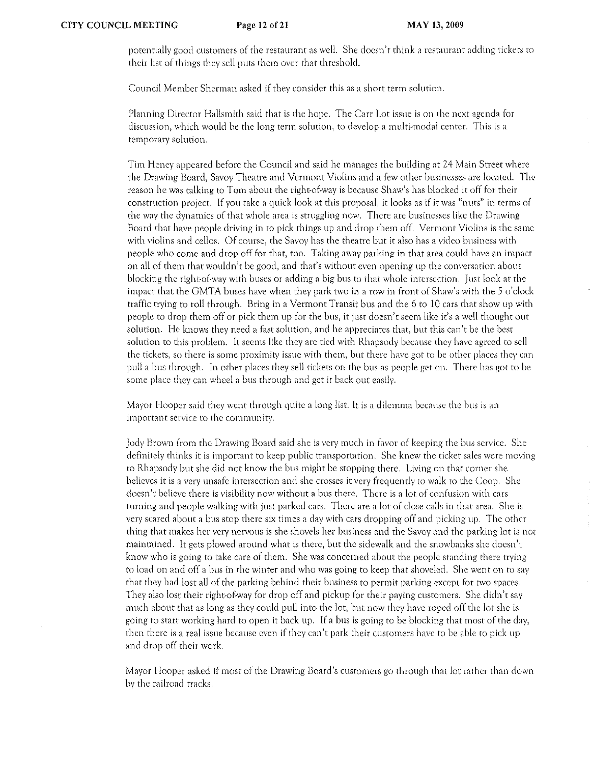potentially good customers of the restaurant as well. She doesn't think a restaurant adding tickets to their list of things they sell puts them over that threshold.

Council Member Sherman asked if they consider this as a short term solution.

Planning Director Hallsmith said that is the hope. The Carr Lot issue is on the next agenda for discussion, which would be the long term solution, to develop a multi-modal center. This is a temporary solution.

Tim Heney appeared before the Council and said he manages the building at 24 Main Street where the Drawing Board, Savoy Theatre and Vermont Violins and a few other businesses are located. The reason he was talking to Tom about the right-of-way is because Shaw's has blocked it off for their construction project. If you take a quick look at this proposal, it looks as if it was "nuts" in terms of the way the dynamics of that whole area is struggling now. There are businesses like the Drawing Board that have people driving in to pick things up and drop them off. Vermont Violins is the same with violins and cellos. Of course, the Savoy has the theatre but it also has a video business with people who come and drop off for that, too. Taking away parking in that area could have an impact on all of them that wouldn't be good, and that's without even opening up the conversation about blocking the right-of-way with buses or adding a big bus to that whole intersection. Just look at the impact that the GMTA buses have when they park two in a row in front of Shaw's with the 5 o'clock traffic trying to roll through. Bring in a Vermont Transit bus and the 6 to 10 cars that show up with people to drop them off or pick them up for the bus, it just doesn't seem like it's a well thought out solution. He knows they need a fast solution, and he appreciates that, but this can't be the best solution to this problem. It seems like they are tied with Rhapsody because they have agreed to sell the tickets, so there is some proximity issue with them, but there have got to be other places they can pull a bus through. In other places they sell tickets on the bus as people get on. There has got to be some place they can wheel a bus through and get it back out easily.

Mayor Hooper said they went through quite a long list. It is a dilemma because the bus is an important service to the community.

Jody Brown from the Drawing Board said she is very much in favor of keeping the bus service. She definitely thinks it is important to keep public transportation. She knew the ticket sales were moving to Rhapsody but she did not know the bus might be stopping there. Living on that corner she believes it is a very unsafe intersection and she crosses it very frequently to walk to the Coop. She doesn't believe there is visibility now without a bus there. There is a lot of confusion with cars turning and people walking with just parked cars. There are a lot of close calls in that area. She is very scared about a bus stop there six times a day with cars dropping off and picking up. The other thing that makes her very nervous is she shovels her business and the Savoy and the parking lot is not maintained. It gets plowed around what is there, but the sidewalk and the snowbanks she doesn't know who is going to take care of them. She was concerned about the people standing there trying to load on and off a bus in the winter and who was going to keep that shoveled. She went on to say that they had lost all of the parking behind their business to permit parking except for two spaces. They also lost their right-of-way for drop off and pickup for their paying customers. She didn't say much about that as long as they could pull into the lot, but now they have roped off the lot she is going to start working hard to open it back up. If a bus is going to be blocking that most of the day, then there is a real issue because even if they can't park their customers have to be able to pick up and drop off their work.

Mayor Hooper asked if most of the Drawing Board's customers go through that lot rather than down by the railroad tracks.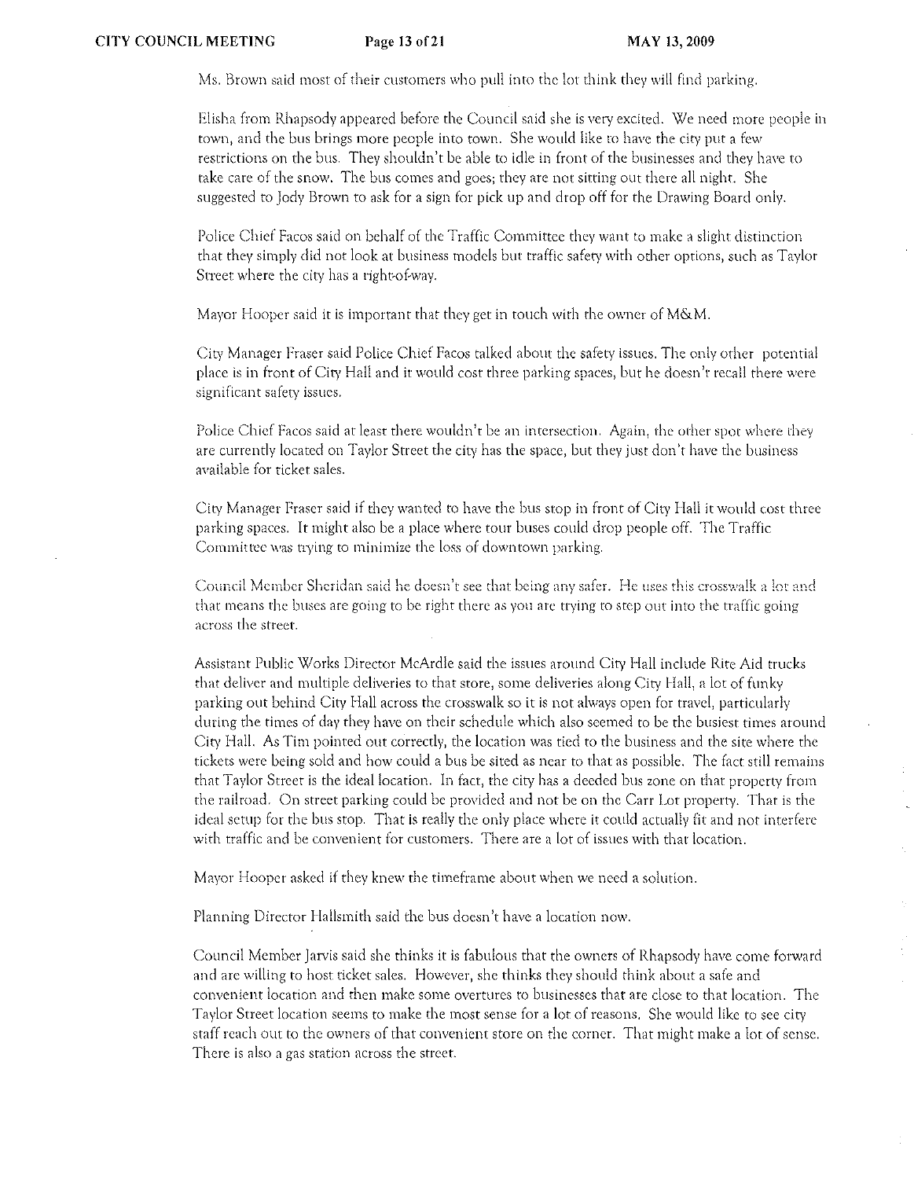Ms. Brown said most of their customers who pull into the lot think they will find parking.

Elisha from Rhapsody appeared before the Council said she is very excited. We need more people in town, and the bus brings more people into town. She would like to have the city put a few restrictions on the bus. They shouldn't be able to idle in front of the businesses and they have to take care of the snow. The bus comes and goes; they are not sitting out there all night. She suggested to Jody Brown to ask for a sign for pick up and drop off for the Drawing Board only.

Police Chief Facos said on behalf of the Traffic Committee they want to make a slight distinction that they simply did not look at business models but traffic safety with other options, such as Taylor Street where the city has a right-of-way.

Mayor Hooper said it is important that they get in touch with the owner of M&M.

City Manager Fraser said Police Chief Facos talked about the safety issues. The only other potential place is in front of City Hall and it would cost three parking spaces, but he doesn't recall there were significant safety issues.

Police Chief Facos said at least there wouldn't be an intersection. Again, the other spot where they are currently located on Taylor Street the city has the space, but they just don't have the business available for ticket sales.

City Manager Fraser said if they wanted to have the bus stop in front of City Hall it would cost three parking spaces. It might also be a place where tour buses could drop people off. The Traffic Committee was trying to minimize the loss of downtown parking.

Council Member Sheridan said he doesn't see that being any safer. He uses this crosswalk a lot and that means the buses are going to be right there as you are trying to step out into the traffic going across the street.

Assistant Public Works Director McArdle said the issues around City Hall include Rite Aid trucks that deliver and multiple deliveries to that store, some deliveries along City Hall, a lot of funky parking out behind City Hall across the crosswalk so it is not always open for travel, particularly during the times of day they have on their schedule which also seemed to be the busiest times around City Hall. As Tim pointed out correctly, the location was tied to the business and the site where the tickets were being sold and how could a bus be sited as near to that as possible. The fact still remains that Taylor Street is the ideal location. In fact, the city has a deeded bus zone on that property from the railroad. On street parking could be provided and not be on the Carr Lot property. That is the ideal setup for the bus stop. That is really the only place where it could actually fit and not interfere with traffic and be convenient for customers. There are a lot of issues with that location.

Mayor Hooper asked if they knew the timeframe about when we need a solution.

Planning Director Hallsmith said the bus doesn't have a location now.

Council Member Jarvis said she thinks it is fabulous that the owners of Rhapsody have come forward and are willing to host ticket sales. However, she thinks they should think about a safe and convenient location and then make some overtures to businesses that are close to that location. The Taylor Street location seems to make the most sense for a lot of reasons. She would like to see city staff reach out to the owners of that convenient store on the corner. That might make a lot of sense. There is also a gas station across the street.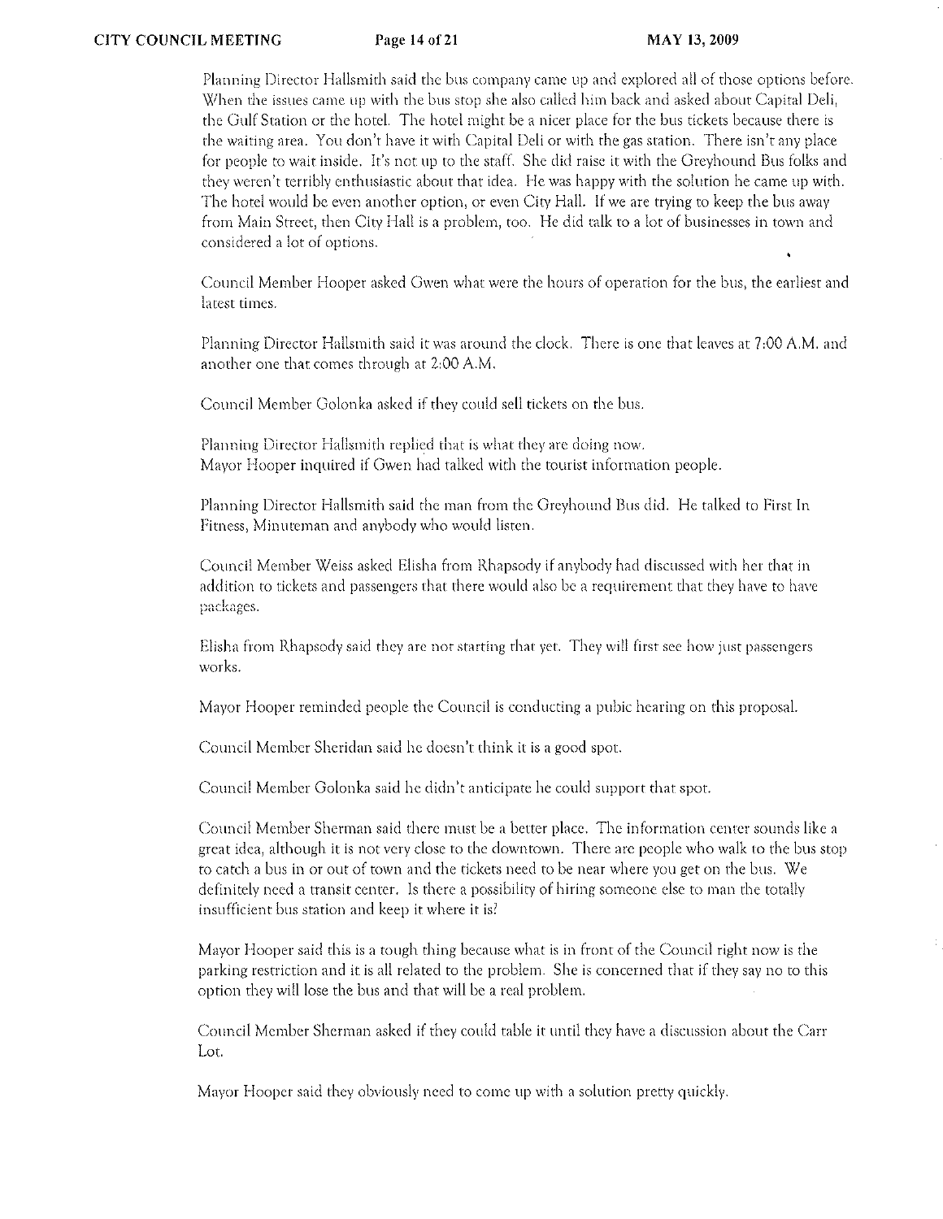Planning Director Hallsmith said the bus company came up and explored all of those options before. When the issues came up with the bus stop she also called him back and asked about Capital Deli, the Gulf Station or the hotel. The hotel might be a nicer place for the bus tickets because there is the waiting area. You don't have it with Capital Deli or with the gas station. There isn't any place for people to wait inside. It's not up to the staff. She did raise it with the Greyhound Bus folks and they weren't terribly enthusiastic about that idea. He was happy with the solution he came up with. The hotel would be even another option, or even City Hall. If we are trying to keep the bus away from Main Street, then City Hall is a problem, too. He did talk to a lot of businesses in town and considered a lot of options.

Council Member Hooper asked Gwen what were the hours of operation for the bus, the earliest and latest times.

Planning Director Hallsmith said it was around the clock. There is one that leaves at 7:00 A.M. and another one that comes through at 2:00 A.M.

Council Member Golonka asked if they could sell tickets on the bus.

Planning Director Hallsmith replied that is what they are doing now.
Mayor Hooper inquired if Gwen had talked with the tourist information people.

Planning Director Hallsmith said the man from the Greyhound Bus did. He talked to First In Fitness, Minuteman and anybody who would listen.

Council Member Weiss asked Elisha from Rhapsody if anybody had discussed with her that in addition to tickets and passengers that there would also be a requirement that they have to have packages.

Elisha from Rhapsody said they are not starting that yet. They will first see how just passengers works.

Mayor Hooper reminded people the Council is conducting a pubic hearing on this proposal.

Council Member Sheridan said he doesn't think it is a good spot.

Council Member Golonka said he didn't anticipate he could support that spot.

Council Member Sherman said there must be a better place. The information center sounds like a great idea, although it is not very close to the downtown. There are people who walk to the bus stop to catch a bus in or out of town and the tickets need to be near where you get on the bus. We definitely need a transit center. Is there a possibility of hiring someone else to man the totally insufficient bus station and keep it where it is?

Mayor Hooper said this is a tough thing because what is in front of the Council right now is the parking restriction and it is all related to the problem. She is concerned that if they say no to this option they will lose the bus and that will be a real problem.

Council Member Sherman asked if they could table it until they have a discussion about the Carr Lot.

Mayor Hooper said they obviously need to come up with a solution pretty quickly.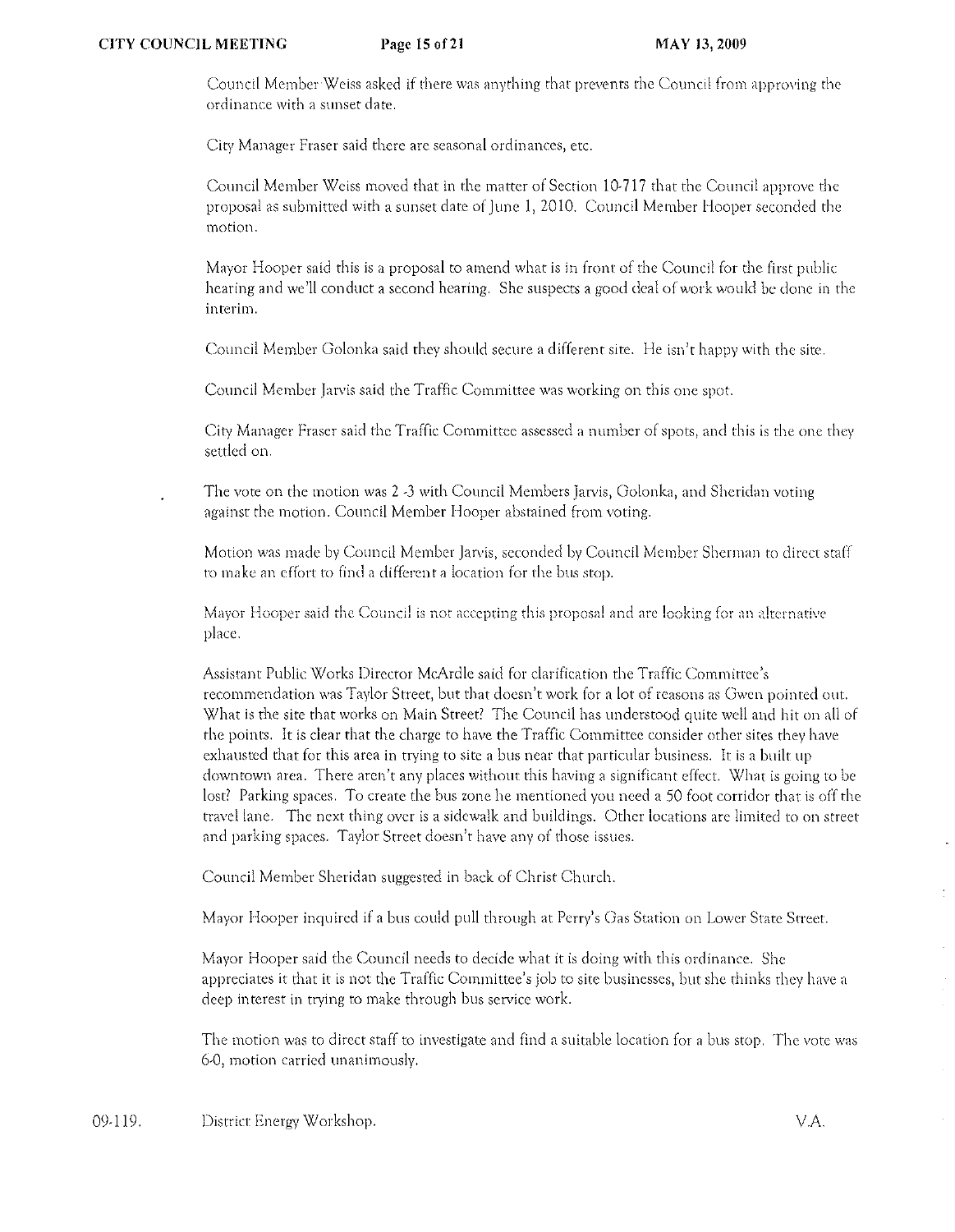Council Member Weiss asked if there was anything that prevents the Council from approving the ordinance with a sunset date.

City Manager Fraser said there are seasonal ordinances, etc.

Council Member Weiss moved that in the matter of Section 10-717 that the Council approve the proposal as submitted with a sunset date of June 1, 2010. Council Member Hooper seconded the motion.

Mayor Hooper said this is a proposal to amend what is in front of the Council for the first public hearing and we'll conduct a second hearing. She suspects a good deal of work would be done in the interim.

Council Member Golonka said they should secure a different site. He isn't happy with the site.

Council Member Jarvis said the Traffic Committee was working on this one spot.

City Manager Fraser said the Traffic Committee assessed a number of spots, and this is the one they settled on.

The vote on the motion was 2 -3 with Council Members Jarvis, Golonka, and Sheridan voting against the motion. Council Member Hooper abstained from voting.

Motion was made by Council Member Jarvis, seconded by Council Member Sherman to direct staff to make an effort to find a different a location for the bus stop.

Mayor Hooper said the Council is not accepting this proposal and are looking for an alternative place.

Assistant Public Works Director McArdle said for clarification the Traffic Committee's recommendation was Taylor Street, but that doesn't work for a lot of reasons as Gwen pointed out. What is the site that works on Main Street? The Council has understood quite well and hit on all of the points. It is clear that the charge to have the Traffic Committee consider other sites they have exhausted that for this area in trying to site a bus near that particular business. It is a built up downtown area. There aren't any places without this having a significant effect. What is going to be lost? Parking spaces. To create the bus zone he mentioned you need a 50 foot corridor that is off the travel lane. The next thing over is a sidewalk and buildings. Other locations are limited to on street and parking spaces. Taylor Street doesn't have any of those issues.

Council Member Sheridan suggested in back of Christ Church.

Mayor Hooper inquired if a bus could pull through at Perry's Gas Station on Lower State Street.

Mayor Hooper said the Council needs to decide what it is doing with this ordinance. She appreciates it that it is not the Traffic Committee's job to site businesses, but she thinks they have a deep interest in trying to make through bus service work.

The motion was to direct staff to investigate and find a suitable location for a bus stop. The vote was 6-0, motion carried unanimously.

09-119. District Energy Workshop. V.A.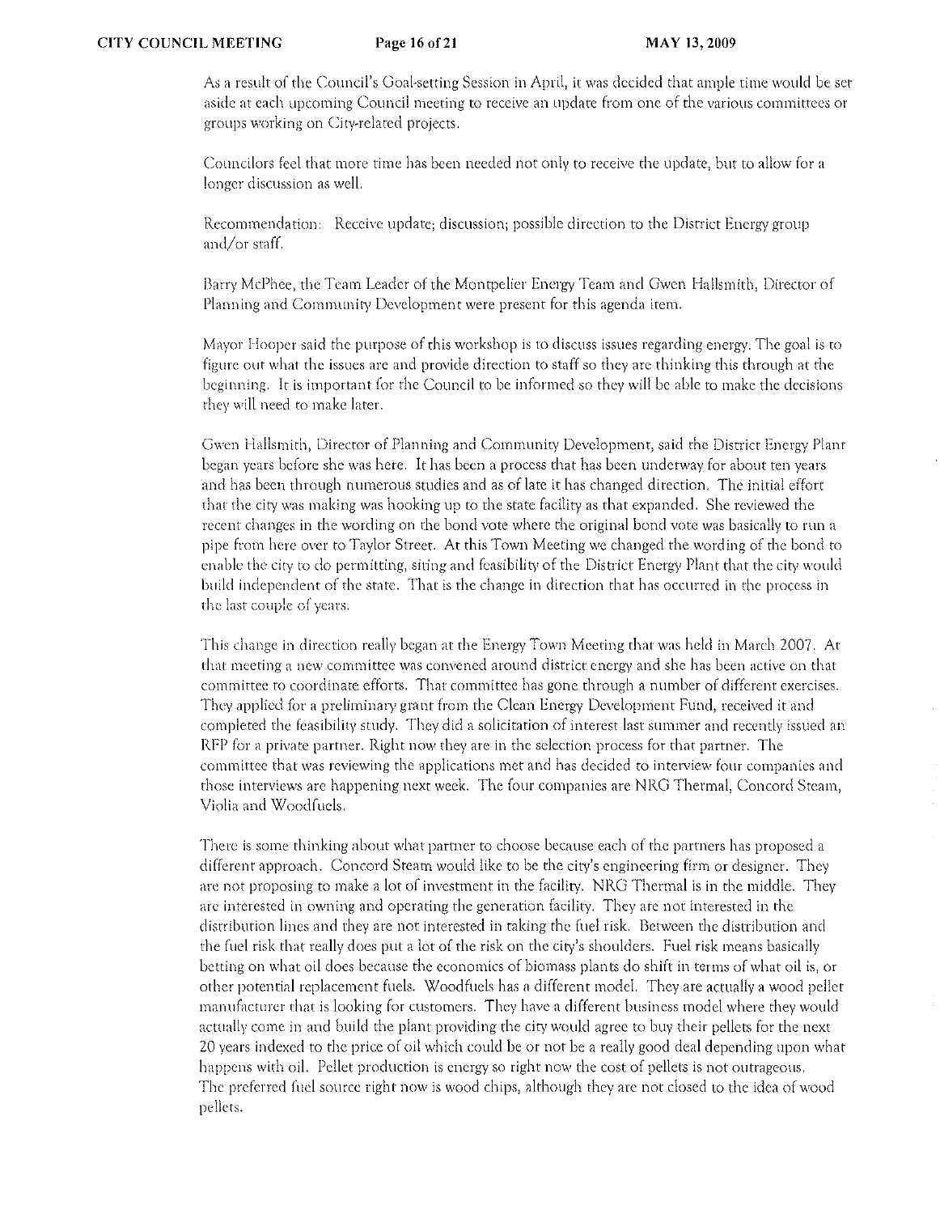As a result of the Council's Goal-setting Session in April, it was decided that ample time would be set aside at each upcoming Council meeting to receive an update from one of the various committees or groups working on City-related projects.

Councilors feel that more time has been needed not only to receive the update, but to allow for a longer discussion as well.

Recommendation: Receive update; discussion; possible direction to the District Energy group and/or staff.

Barry McPhee, the Team Leader of the Montpelier Energy Team and Gwen Hallsmith, Director of Planning and Community Development were present for this agenda item.

Mayor Hooper said the purpose of this workshop is to discuss issues regarding energy. The goal is to figure out what the issues are and provide direction to staff so they are thinking this through at the beginning. It is important for the Council to be informed so they will be able to make the decisions they will need to make later.

Gwen Hallsmith, Director of Planning and Community Development, said the District Energy Plant began years before she was here. It has been a process that has been underway for about ten years and has been through numerous studies and as of late it has changed direction. The initial effort that the city was making was hooking up to the state facility as that expanded. She reviewed the recent changes in the wording on the bond vote where the original bond vote was basically to run a pipe from here over to Taylor Street. At this Town Meeting we changed the wording of the bond to enable the city to do permitting, siting and feasibility of the District Energy Plant that the city would build independent of the state. That is the change in direction that has occurred in the process in the last couple of years.

This change in direction really began at the Energy Town Meeting that was held in March 2007. At that meeting a new committee was convened around district energy and she has been active on that committee to coordinate efforts. That committee has gone through a number of different exercises. They applied for a preliminary grant from the Clean Energy Development Fund, received it and completed the feasibility study. They did a solicitation of interest last summer and recently issued an RFP for a private partner. Right now they are in the selection process for that partner. The committee that was reviewing the applications met and has decided to interview four companies and those interviews are happening next week. The four companies are NRG Thermal, Concord Steam, Violia and Woodfuels.

There is some thinking about what partner to choose because each of the partners has proposed a different approach. Concord Steam would like to be the city's engineering firm or designer. They are not proposing to make a lot of investment in the facility. NRG Thermal is in the middle. They are interested in owning and operating the generation facility. They are not interested in the distribution lines and they are not interested in taking the fuel risk. Between the distribution and the fuel risk that really does put a lot of the risk on the city's shoulders. Fuel risk means basically betting on what oil does because the economics of biomass plants do shift in terms of what oil is, or other potential replacement fuels. Woodfuels has a different model. They are actually a wood pellet manufacturer that is looking for customers. They have a different business model where they would actually come in and build the plant providing the city would agree to buy their pellets for the next 20 years indexed to the price of oil which could be or not be a really good deal depending upon what happens with oil. Pellet production is energy so right now the cost of pellets is not outrageous. The preferred fuel source right now is wood chips, although they are not closed to the idea of wood pellets.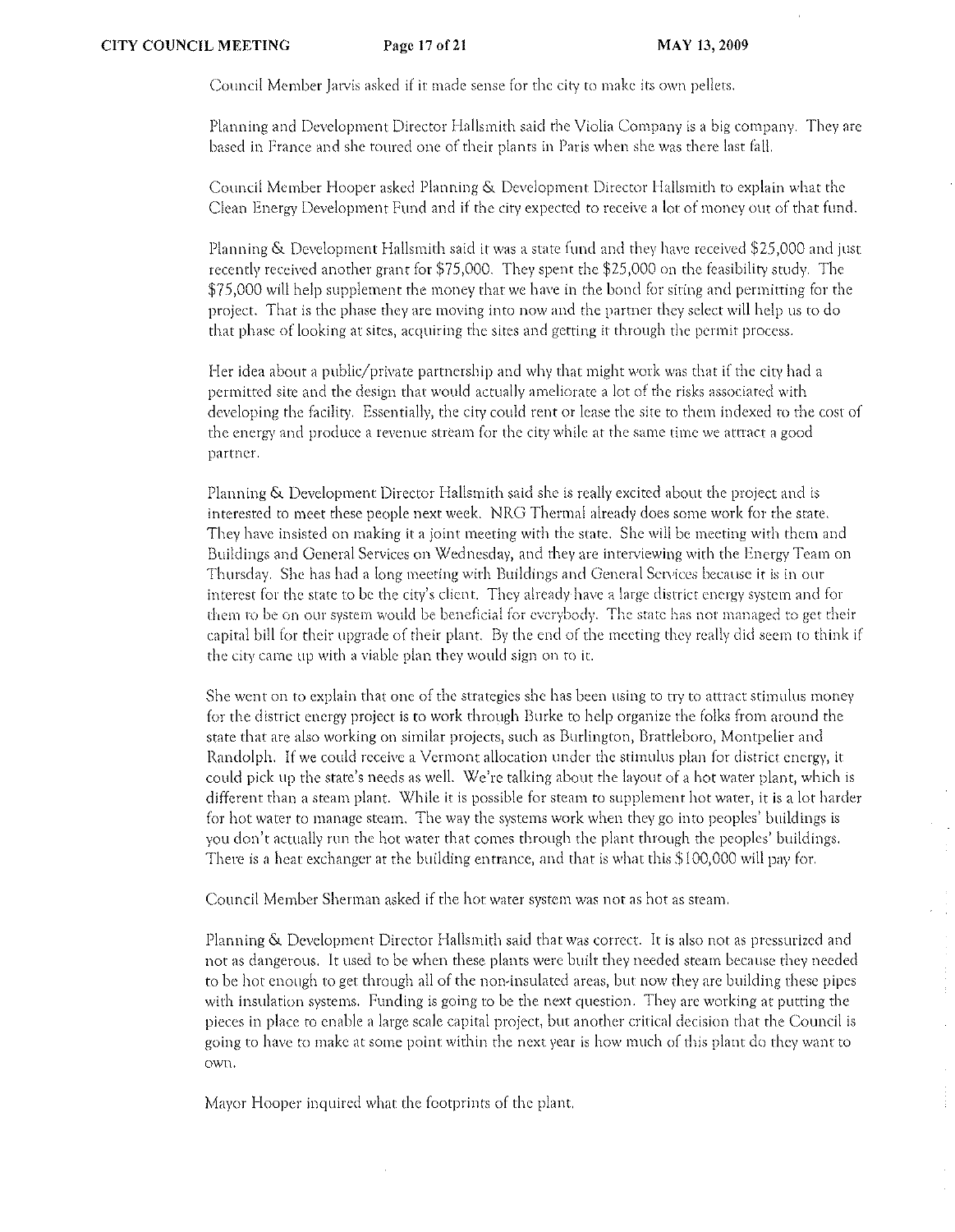Council Member Jarvis asked if it made sense for the city to make its own pellets.

Planning and Development Director Hallsmith said the Violia Company is a big company. They are based in France and she toured one of their plants in Paris when she was there last fall.

Council Member Hooper asked Planning & Development Director Hallsmith to explain what the Clean Energy Development Fund and if the city expected to receive a lot of money out of that fund.

Planning & Development Hallsmith said it was a state fund and they have received $25,000 and just recently received another grant for $75,000. They spent the $25,000 on the feasibility study. The $75,000 will help supplement the money that we have in the bond for siting and permitting for the project. That is the phase they are moving into now and the partner they select will help us to do that phase of looking at sites, acquiring the sites and getting it through the permit process.

Her idea about a public/private partnership and why that might work was that if the city had a permitted site and the design that would actually ameliorate a lot of the risks associated with developing the facility. Essentially, the city could rent or lease the site to them indexed to the cost of the energy and produce a revenue stream for the city while at the same time we attract a good partner.

Planning & Development Director Hallsmith said she is really excited about the project and is interested to meet these people next week. NRG Thermal already does some work for the state. They have insisted on making it a joint meeting with the state. She will be meeting with them and Buildings and General Services on Wednesday, and they are interviewing with the Energy Team on Thursday. She has had a long meeting with Buildings and General Services because it is in our interest for the state to be the city's client. They already have a large district energy system and for them to be on our system would be beneficial for everybody. The state has not managed to get their capital bill for their upgrade of their plant. By the end of the meeting they really did seem to think if the city came up with a viable plan they would sign on to it.

She went on to explain that one of the strategies she has been using to try to attract stimulus money for the district energy project is to work through Burke to help organize the folks from around the state that are also working on similar projects, such as Burlington, Brattleboro, Montpelier and Randolph. If we could receive a Vermont allocation under the stimulus plan for district energy, it could pick up the state's needs as well. We're talking about the layout of a hot water plant, which is different than a steam plant. While it is possible for steam to supplement hot water, it is a lot harder for hot water to manage steam. The way the systems work when they go into peoples' buildings is you don't actually run the hot water that comes through the plant through the peoples' buildings. There is a heat exchanger at the building entrance, and that is what this $100,000 will pay for.

Council Member Sherman asked if the hot water system was not as hot as steam.

Planning & Development Director Hallsmith said that was correct. It is also not as pressurized and not as dangerous. It used to be when these plants were built they needed steam because they needed to be hot enough to get through all of the non-insulated areas, but now they are building these pipes with insulation systems. Funding is going to be the next question. They are working at putting the pieces in place to enable a large scale capital project, but another critical decision that the Council is going to have to make at some point within the next year is how much of this plant do they want to own.

Mayor Hooper inquired what the footprints of the plant.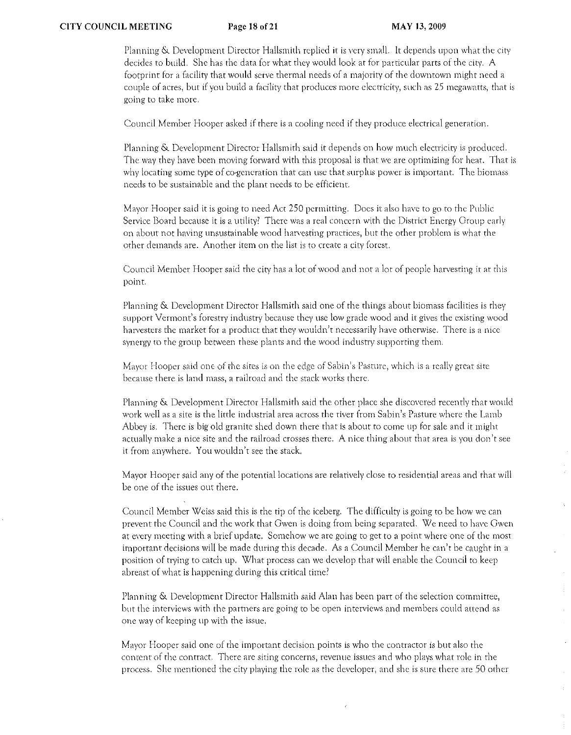Planning & Development Director Hallsmith replied it is very small. It depends upon what the city decides to build. She has the data for what they would look at for particular parts of the city. A footprint for a facility that would serve thermal needs of a majority of the downtown might need a couple of acres, but if you build a facility that produces more electricity, such as 25 megawatts, that is going to take more.

Council Member Hooper asked if there is a cooling need if they produce electrical generation.

Planning & Development Director Hallsmith said it depends on how much electricity is produced. The way they have been moving forward with this proposal is that we are optimizing for heat. That is why locating some type of co-generation that can use that surplus power is important. The biomass needs to be sustainable and the plant needs to be efficient.

Mayor Hooper said it is going to need Act 250 permitting. Does it also have to go to the Public Service Board because it is a utility? There was a real concern with the District Energy Group early on about not having unsustainable wood harvesting practices, but the other problem is what the other demands are. Another item on the list is to create a city forest.

Council Member Hooper said the city has a lot of wood and not a lot of people harvesting it at this point.

Planning & Development Director Hallsmith said one of the things about biomass facilities is they support Vermont's forestry industry because they use low grade wood and it gives the existing wood harvesters the market for a product that they wouldn't necessarily have otherwise. There is a nice synergy to the group between these plants and the wood industry supporting them.

Mayor Hooper said one of the sites is on the edge of Sabin's Pasture, which is a really great site because there is land mass, a railroad and the stack works there.

Planning & Development Director Hallsmith said the other place she discovered recently that would work well as a site is the little industrial area across the river from Sabin's Pasture where the Lamb Abbey is. There is big old granite shed down there that is about to come up for sale and it might actually make a nice site and the railroad crosses there. A nice thing about that area is you don't see it from anywhere. You wouldn't see the stack.

Mayor Hooper said any of the potential locations are relatively close to residential areas and that will be one of the issues out there.

Council Member Weiss said this is the tip of the iceberg. The difficulty is going to be how we can prevent the Council and the work that Gwen is doing from being separated. We need to have Gwen at every meeting with a brief update. Somehow we are going to get to a point where one of the most important decisions will be made during this decade. As a Council Member he can't be caught in a position of trying to catch up. What process can we develop that will enable the Council to keep abreast of what is happening during this critical time?

Planning & Development Director Hallsmith said Alan has been part of the selection committee, but the interviews with the partners are going to be open interviews and members could attend as one way of keeping up with the issue.

Mayor Hooper said one of the important decision points is who the contractor is but also the content of the contract. There are siting concerns, revenue issues and who plays what role in the process. She mentioned the city playing the role as the developer, and she is sure there are 50 other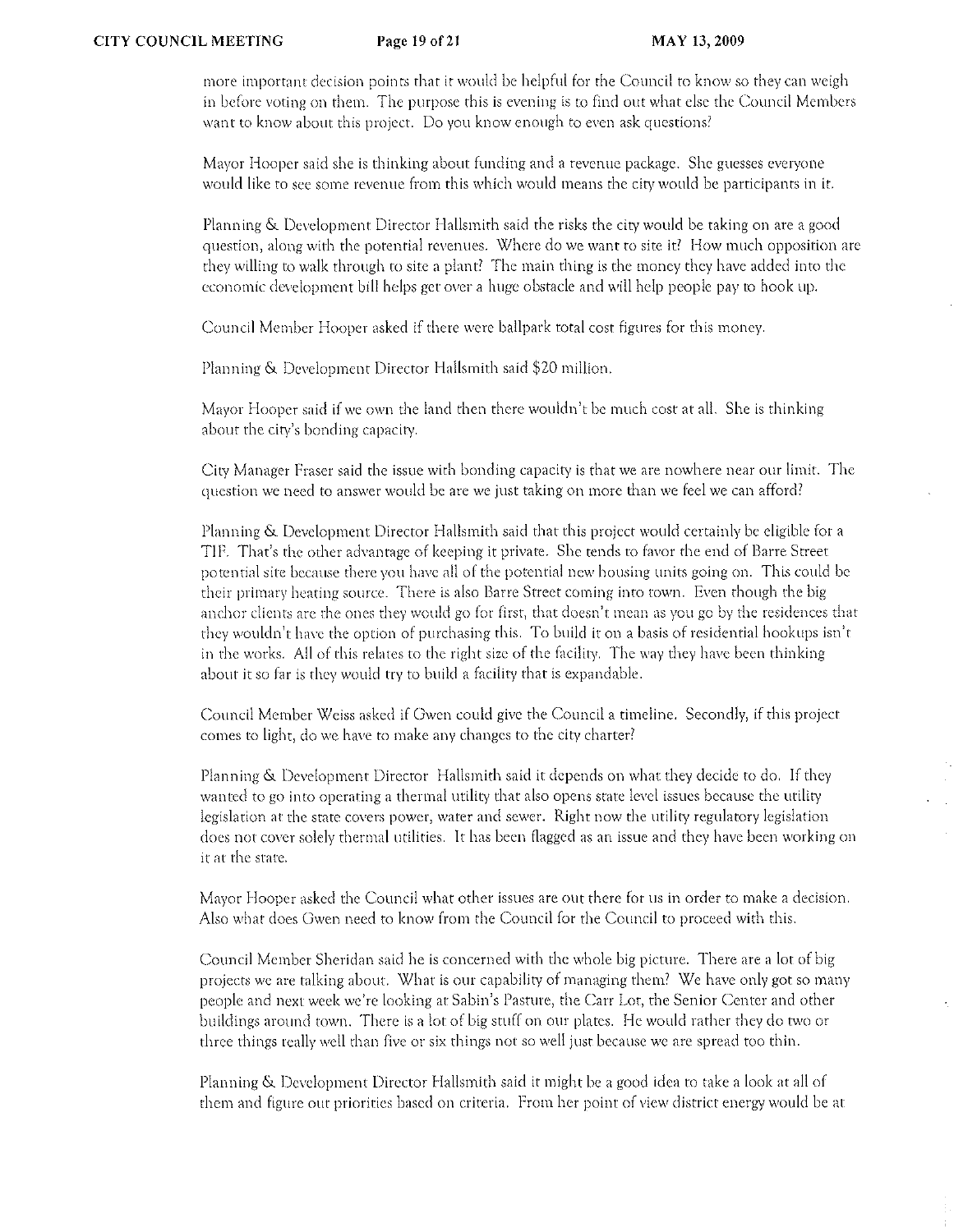more important decision points that it would be helpful for the Council to know so they can weigh in before voting on them. The purpose this is evening is to find out what else the Council Members want to know about this project. Do you know enough to even ask questions?

Mayor Hooper said she is thinking about funding and a revenue package. She guesses everyone would like to see some revenue from this which would means the city would be participants in it.

Planning & Development Director Hallsmith said the risks the city would be taking on are a good question, along with the potential revenues. Where do we want to site it? How much opposition are they willing to walk through to site a plant? The main thing is the money they have added into the economic development bill helps get over a huge obstacle and will help people pay to hook up.

Council Member Hooper asked if there were ballpark total cost figures for this money.

Planning & Development Director Hallsmith said $20 million.

Mayor Hooper said if we own the land then there wouldn't be much cost at all. She is thinking about the city's bonding capacity.

City Manager Fraser said the issue with bonding capacity is that we are nowhere near our limit. The question we need to answer would be are we just taking on more than we feel we can afford?

Planning & Development Director Hallsmith said that this project would certainly be eligible for a TIF. That's the other advantage of keeping it private. She tends to favor the end of Barre Street potential site because there you have all of the potential new housing units going on. This could be their primary heating source. There is also Barre Street coming into town. Even though the big anchor clients are the ones they would go for first, that doesn't mean as you go by the residences that they wouldn't have the option of purchasing this. To build it on a basis of residential hookups isn't in the works. All of this relates to the right size of the facility. The way they have been thinking about it so far is they would try to build a facility that is expandable.

Council Member Weiss asked if Gwen could give the Council a timeline. Secondly, if this project comes to light, do we have to make any changes to the city charter?

Planning & Development Director Hallsmith said it depends on what they decide to do. If they wanted to go into operating a thermal utility that also opens state level issues because the utility legislation at the state covers power, water and sewer. Right now the utility regulatory legislation does not cover solely thermal utilities. It has been flagged as an issue and they have been working on it at the state.

Mayor Hooper asked the Council what other issues are out there for us in order to make a decision. Also what does Gwen need to know from the Council for the Council to proceed with this.

Council Member Sheridan said he is concerned with the whole big picture. There are a lot of big projects we are talking about. What is our capability of managing them? We have only got so many people and next week we're looking at Sabin's Pasture, the Carr Lot, the Senior Center and other buildings around town. There is a lot of big stuff on our plates. He would rather they do two or three things really well than five or six things not so well just because we are spread too thin.

Planning & Development Director Hallsmith said it might be a good idea to take a look at all of them and figure out priorities based on criteria. From her point of view district energy would be at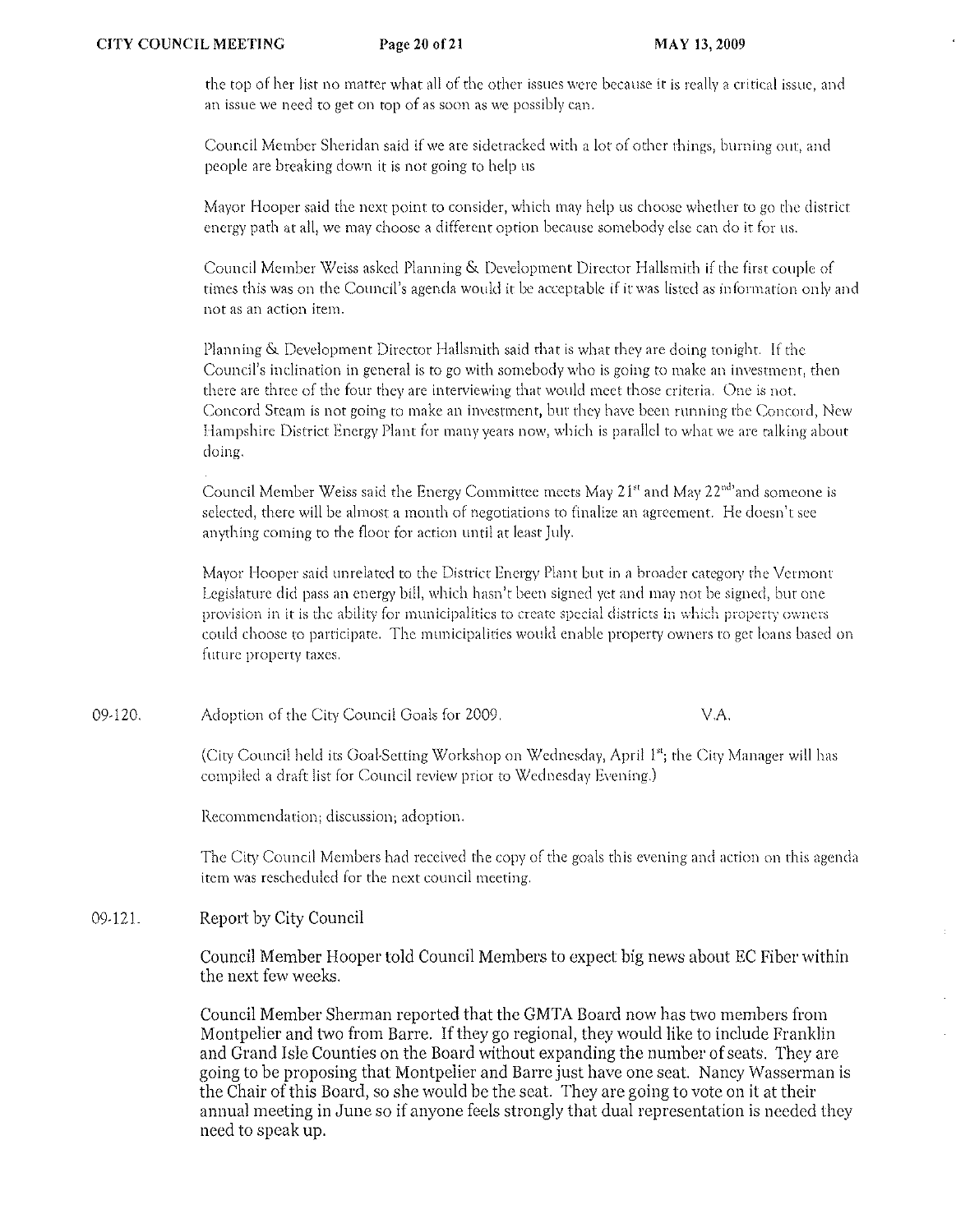the top of her list no matter what all of the other issues were because it is really a critical issue, and an issue we need to get on top of as soon as we possibly can.

Council Member Sheridan said if we are sidetracked with a lot of other things, burning out, and people are breaking down it is not going to help us

Mayor Hooper said the next point to consider, which may help us choose whether to go the district energy path at all, we may choose a different option because somebody else can do it for us.

Council Member Weiss asked Planning & Development Director Hallsmith if the first couple of times this was on the Council's agenda would it be acceptable if it was listed as information only and not as an action item.

Planning & Development Director Hallsmith said that is what they are doing tonight. If the Council's inclination in general is to go with somebody who is going to make an investment, then there are three of the four they are interviewing that would meet those criteria. One is not. Concord Steam is not going to make an investment, but they have been running the Concord, New Hampshire District Energy Plant for many years now, which is parallel to what we are talking about doing.

Council Member Weiss said the Energy Committee meets May 21st and May 22nd and someone is selected, there will be almost a month of negotiations to finalize an agreement. He doesn't see anything coming to the floor for action until at least July.

Mayor Hooper said unrelated to the District Energy Plant but in a broader category the Vermont Legislature did pass an energy bill, which hasn't been signed yet and may not be signed, but one provision in it is the ability for municipalities to create special districts in which property owners could choose to participate. The municipalities would enable property owners to get loans based on future property taxes.

09-120. Adoption of the City Council Goals for 2009. V.A.

(City Council held its Goal-Setting Workshop on Wednesday, April 1st; the City Manager will has compiled a draft list for Council review prior to Wednesday Evening.)

Recommendation; discussion; adoption.

The City Council Members had received the copy of the goals this evening and action on this agenda item was rescheduled for the next council meeting.

09-121. Report by City Council

Council Member Hooper told Council Members to expect big news about EC Fiber within the next few weeks.

Council Member Sherman reported that the GMTA Board now has two members from Montpelier and two from Barre. If they go regional, they would like to include Franklin and Grand Isle Counties on the Board without expanding the number of seats. They are going to be proposing that Montpelier and Barre just have one seat. Nancy Wasserman is the Chair of this Board, so she would be the seat. They are going to vote on it at their annual meeting in June so if anyone feels strongly that dual representation is needed they need to speak up.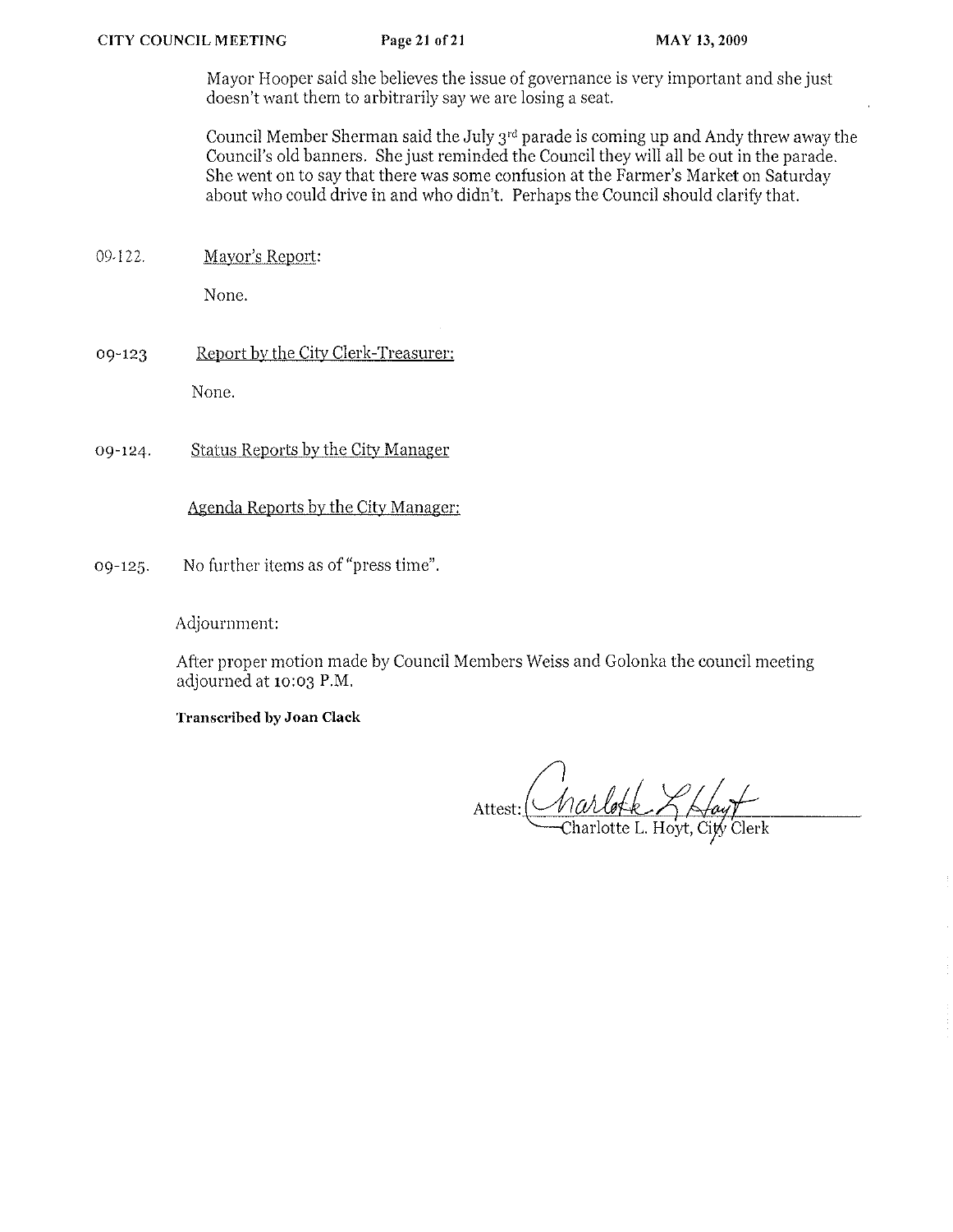Mayor Hooper said she believes the issue of governance is very important and she just doesn't want them to arbitrarily say we are losing a seat.

Council Member Sherman said the July 3rd parade is coming up and Andy threw away the Council's old banners. She just reminded the Council they will all be out in the parade. She went on to say that there was some confusion at the Farmer's Market on Saturday about who could drive in and who didn't. Perhaps the Council should clarify that.

09-122. Mayor's Report:

None.

09-123 Report by the City Clerk-Treasurer:

None.

09-124. Status Reports by the City Manager

Agenda Reports by the City Manager:

09-125. No further items as of "press time".

Adjournment:

After proper motion made by Council Members Weiss and Golonka the council meeting adjourned at 10:03 P.M.

**Transcribed by Joan Clack**

Attest: Charlotte L. Hoyt

Charlotte L. Hoyt, City Clerk